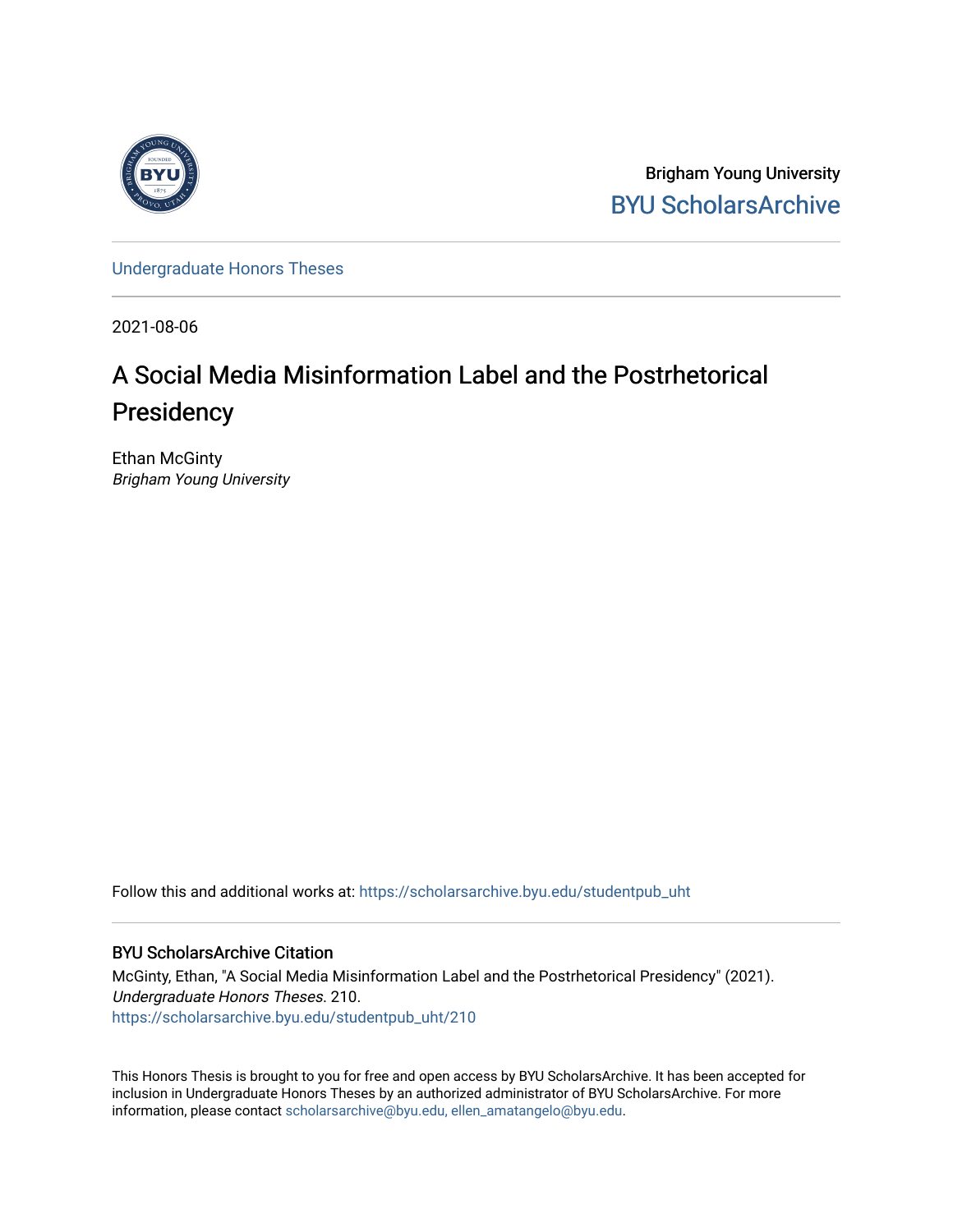Brigham Young University

BYU ScholarsArchive

Undergraduate Honors Theses

2021-08-06

# A Social Media Misinformation Label and the Postrhetorical Presidency

Ethan McGinty

*Brigham Young University*

Follow this and additional works at: https://scholarsarchive.byu.edu/studentpub_uht

## BYU ScholarsArchive Citation

McGinty, Ethan, "A Social Media Misinformation Label and the Postrhetorical Presidency" (2021). *Undergraduate Honors Theses*. 210.
https://scholarsarchive.byu.edu/studentpub_uht/210

This Honors Thesis is brought to you for free and open access by BYU ScholarsArchive. It has been accepted for inclusion in Undergraduate Honors Theses by an authorized administrator of BYU ScholarsArchive. For more information, please contact scholarsarchive@byu.edu, ellen_amatangelo@byu.edu.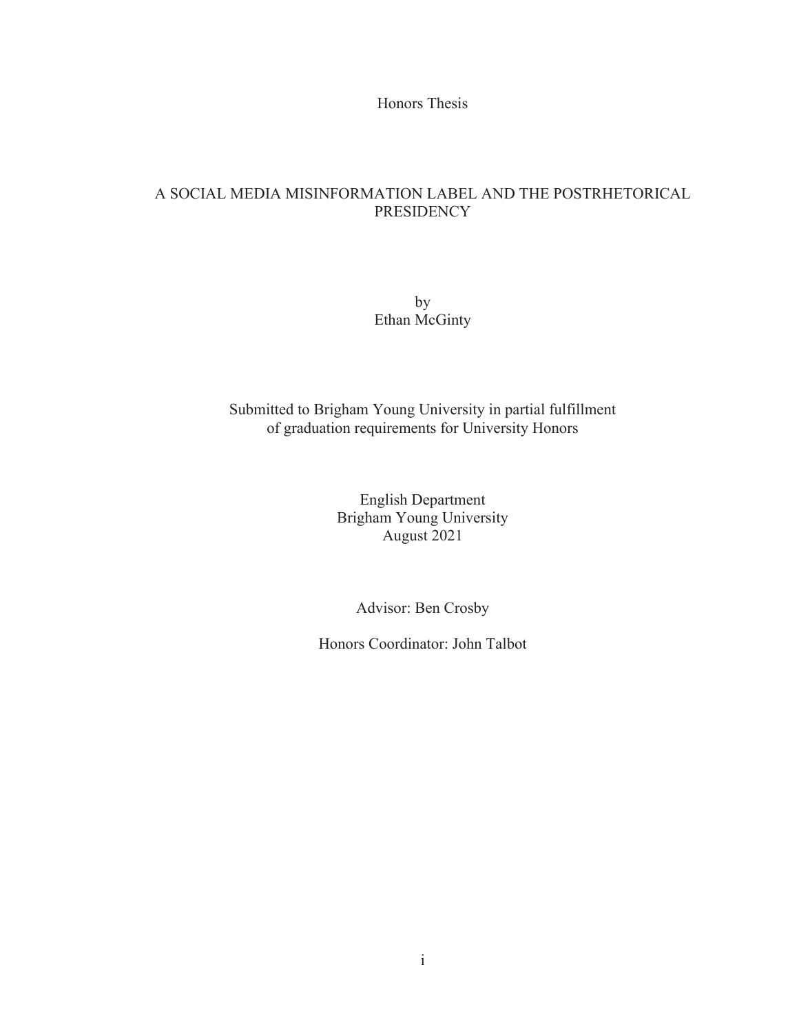Honors Thesis

# A SOCIAL MEDIA MISINFORMATION LABEL AND THE POSTRHETORICAL PRESIDENCY

by
Ethan McGinty

Submitted to Brigham Young University in partial fulfillment
of graduation requirements for University Honors

English Department
Brigham Young University
August 2021

Advisor: Ben Crosby

Honors Coordinator: John Talbot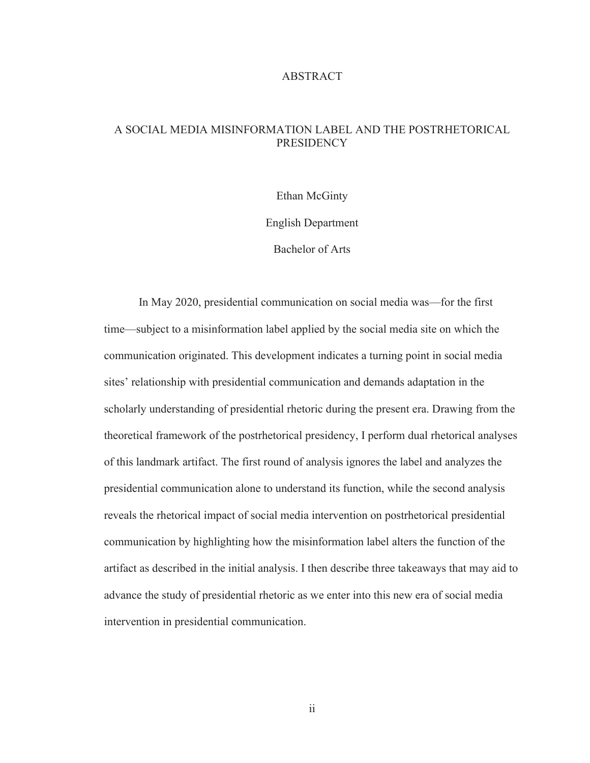# ABSTRACT

## A SOCIAL MEDIA MISINFORMATION LABEL AND THE POSTRHETORICAL PRESIDENCY

Ethan McGinty

English Department

Bachelor of Arts

In May 2020, presidential communication on social media was—for the first time—subject to a misinformation label applied by the social media site on which the communication originated. This development indicates a turning point in social media sites' relationship with presidential communication and demands adaptation in the scholarly understanding of presidential rhetoric during the present era. Drawing from the theoretical framework of the postrhetorical presidency, I perform dual rhetorical analyses of this landmark artifact. The first round of analysis ignores the label and analyzes the presidential communication alone to understand its function, while the second analysis reveals the rhetorical impact of social media intervention on postrhetorical presidential communication by highlighting how the misinformation label alters the function of the artifact as described in the initial analysis. I then describe three takeaways that may aid to advance the study of presidential rhetoric as we enter into this new era of social media intervention in presidential communication.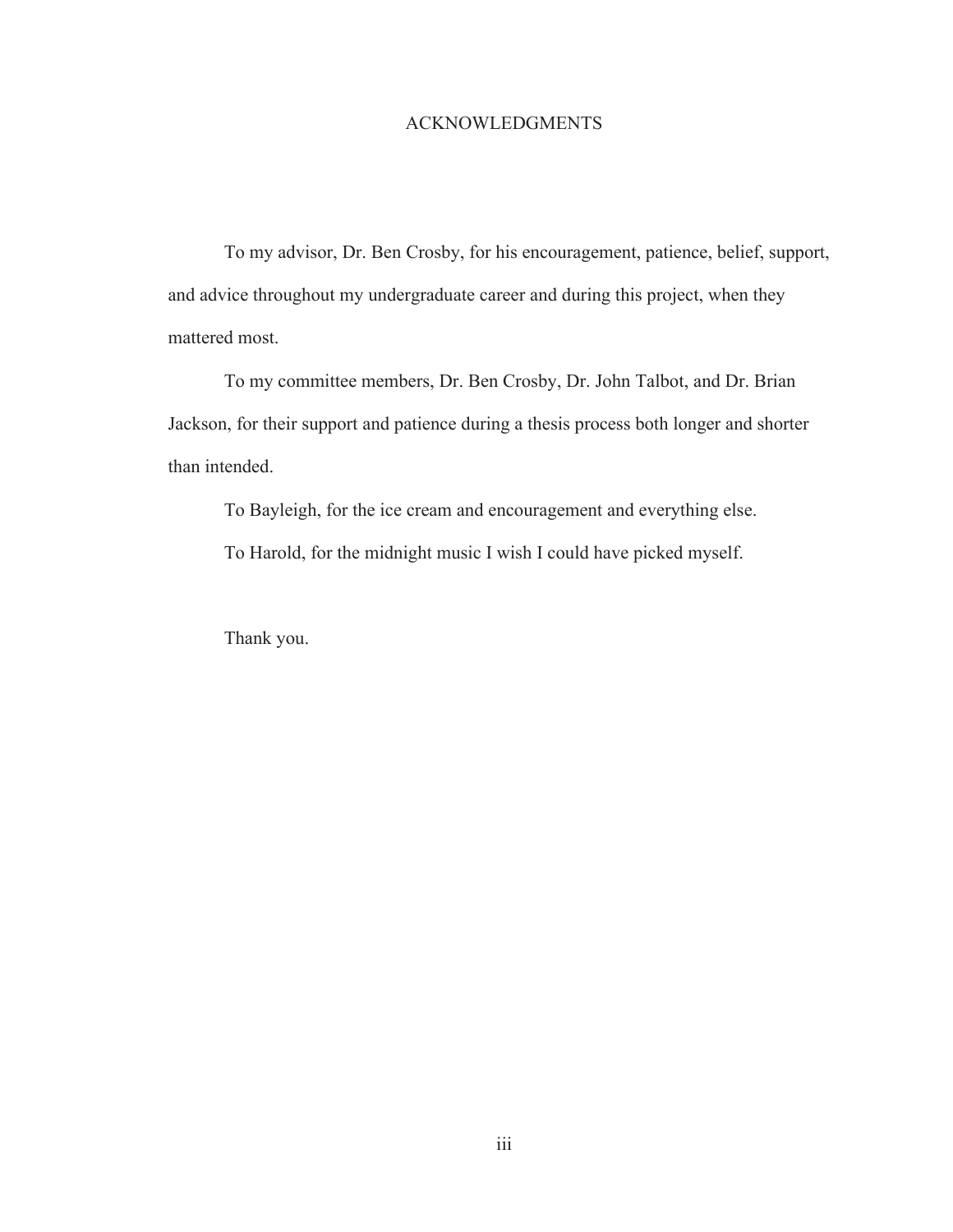# ACKNOWLEDGMENTS

To my advisor, Dr. Ben Crosby, for his encouragement, patience, belief, support, and advice throughout my undergraduate career and during this project, when they mattered most.

To my committee members, Dr. Ben Crosby, Dr. John Talbot, and Dr. Brian Jackson, for their support and patience during a thesis process both longer and shorter than intended.

To Bayleigh, for the ice cream and encouragement and everything else.

To Harold, for the midnight music I wish I could have picked myself.

Thank you.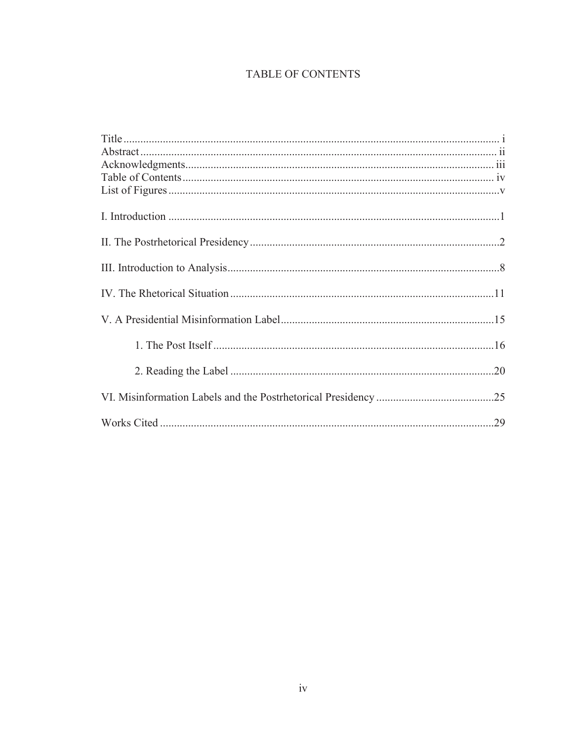# TABLE OF CONTENTS

Title ....................................................................................................................... i
Abstract ................................................................................................................... ii
Acknowledgments ................................................................................................... iii
Table of Contents .................................................................................................... iv
List of Figures ......................................................................................................... v

I. Introduction .......................................................................................................... 1

II. The Postrhetorical Presidency ............................................................................. 2

III. Introduction to Analysis ..................................................................................... 8

IV. The Rhetorical Situation ................................................................................... 11

V. A Presidential Misinformation Label ................................................................. 15

    1. The Post Itself .............................................................................................. 16

    2. Reading the Label ......................................................................................... 20

VI. Misinformation Labels and the Postrhetorical Presidency ................................. 25

Works Cited ........................................................................................................... 29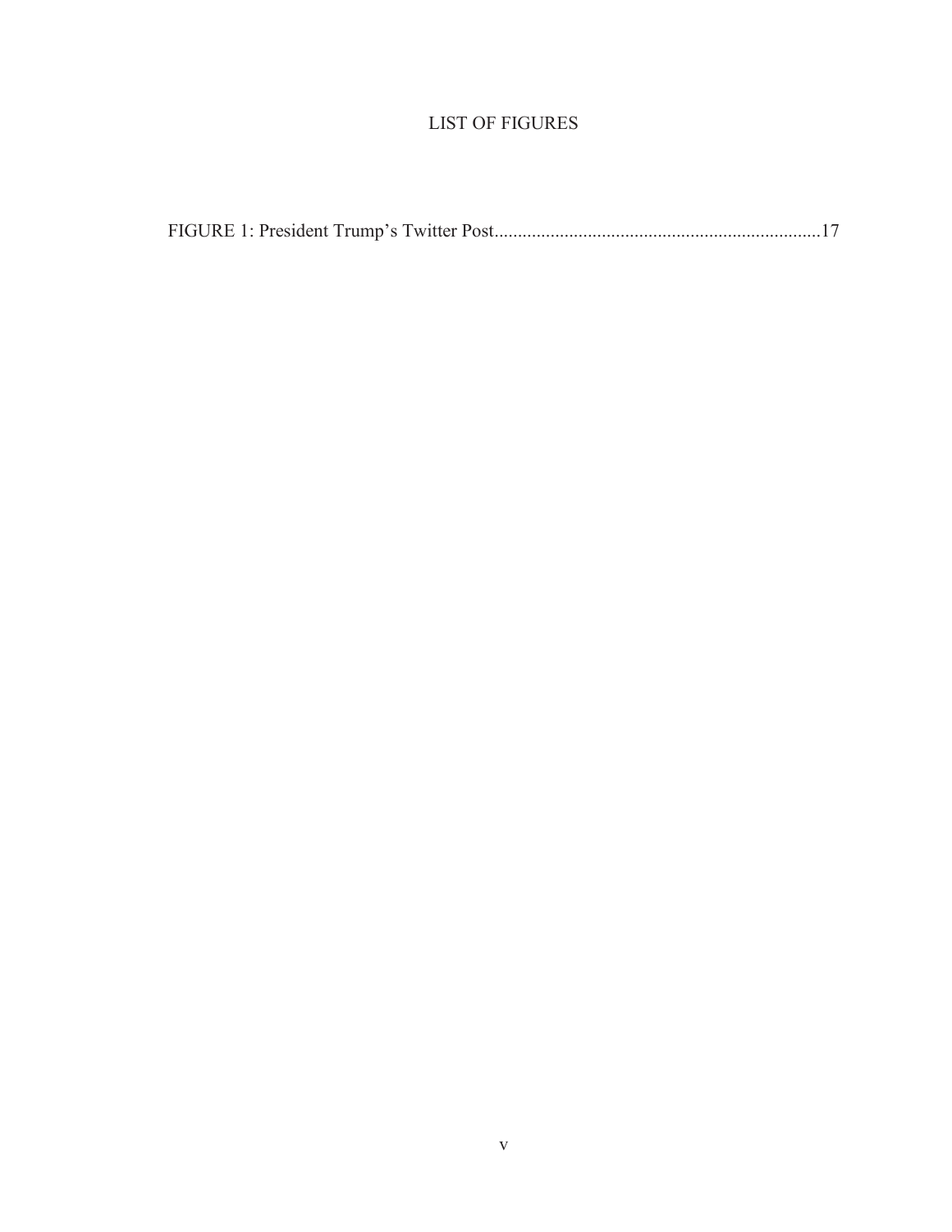# LIST OF FIGURES

FIGURE 1: President Trump's Twitter Post.....................................................................17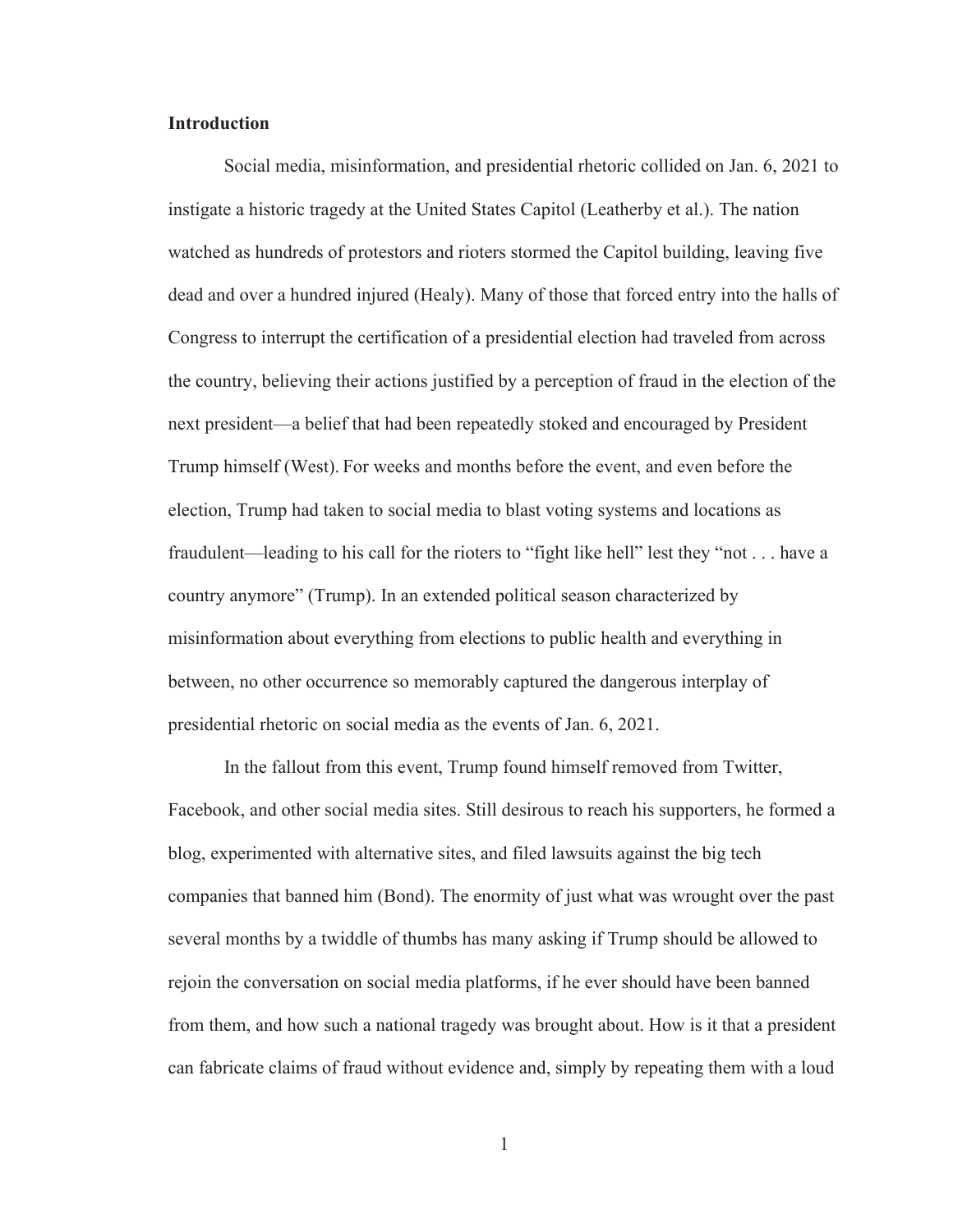**Introduction**

Social media, misinformation, and presidential rhetoric collided on Jan. 6, 2021 to instigate a historic tragedy at the United States Capitol (Leatherby et al.). The nation watched as hundreds of protestors and rioters stormed the Capitol building, leaving five dead and over a hundred injured (Healy). Many of those that forced entry into the halls of Congress to interrupt the certification of a presidential election had traveled from across the country, believing their actions justified by a perception of fraud in the election of the next president—a belief that had been repeatedly stoked and encouraged by President Trump himself (West). For weeks and months before the event, and even before the election, Trump had taken to social media to blast voting systems and locations as fraudulent—leading to his call for the rioters to "fight like hell" lest they "not . . . have a country anymore" (Trump). In an extended political season characterized by misinformation about everything from elections to public health and everything in between, no other occurrence so memorably captured the dangerous interplay of presidential rhetoric on social media as the events of Jan. 6, 2021.

In the fallout from this event, Trump found himself removed from Twitter, Facebook, and other social media sites. Still desirous to reach his supporters, he formed a blog, experimented with alternative sites, and filed lawsuits against the big tech companies that banned him (Bond). The enormity of just what was wrought over the past several months by a twiddle of thumbs has many asking if Trump should be allowed to rejoin the conversation on social media platforms, if he ever should have been banned from them, and how such a national tragedy was brought about. How is it that a president can fabricate claims of fraud without evidence and, simply by repeating them with a loud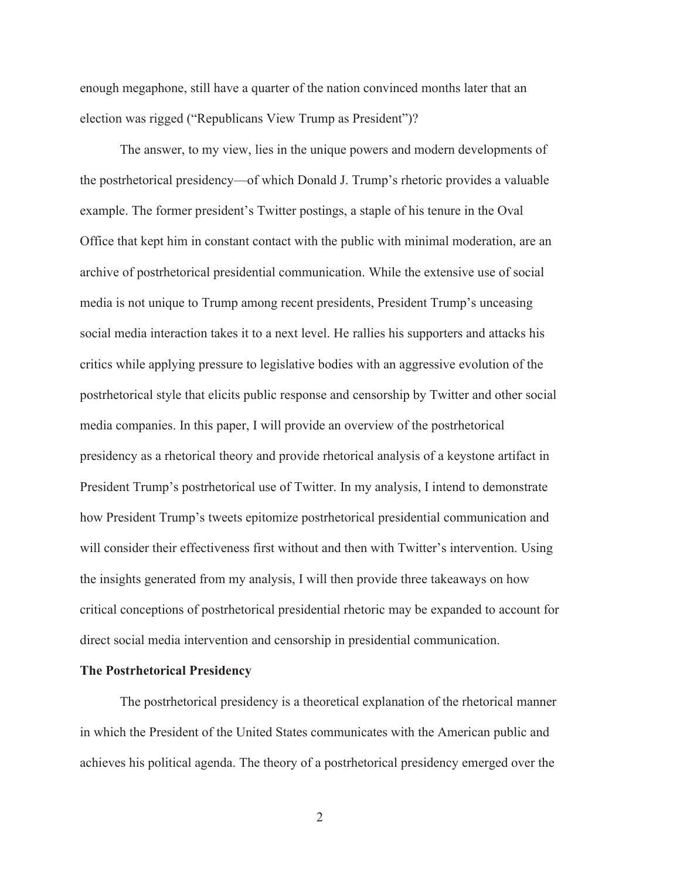enough megaphone, still have a quarter of the nation convinced months later that an election was rigged ("Republicans View Trump as President")?

The answer, to my view, lies in the unique powers and modern developments of the postrhetorical presidency—of which Donald J. Trump's rhetoric provides a valuable example. The former president's Twitter postings, a staple of his tenure in the Oval Office that kept him in constant contact with the public with minimal moderation, are an archive of postrhetorical presidential communication. While the extensive use of social media is not unique to Trump among recent presidents, President Trump's unceasing social media interaction takes it to a next level. He rallies his supporters and attacks his critics while applying pressure to legislative bodies with an aggressive evolution of the postrhetorical style that elicits public response and censorship by Twitter and other social media companies. In this paper, I will provide an overview of the postrhetorical presidency as a rhetorical theory and provide rhetorical analysis of a keystone artifact in President Trump's postrhetorical use of Twitter. In my analysis, I intend to demonstrate how President Trump's tweets epitomize postrhetorical presidential communication and will consider their effectiveness first without and then with Twitter's intervention. Using the insights generated from my analysis, I will then provide three takeaways on how critical conceptions of postrhetorical presidential rhetoric may be expanded to account for direct social media intervention and censorship in presidential communication.

**The Postrhetorical Presidency**

The postrhetorical presidency is a theoretical explanation of the rhetorical manner in which the President of the United States communicates with the American public and achieves his political agenda. The theory of a postrhetorical presidency emerged over the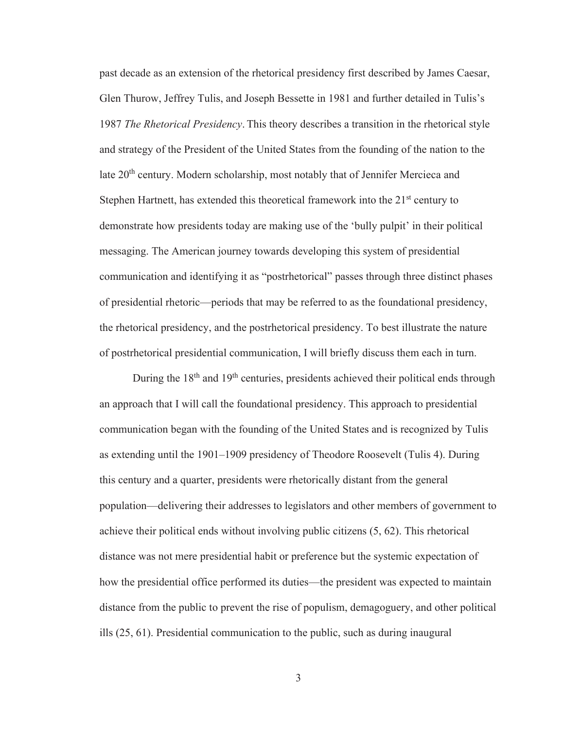past decade as an extension of the rhetorical presidency first described by James Caesar, Glen Thurow, Jeffrey Tulis, and Joseph Bessette in 1981 and further detailed in Tulis's 1987 *The Rhetorical Presidency*. This theory describes a transition in the rhetorical style and strategy of the President of the United States from the founding of the nation to the late 20th century. Modern scholarship, most notably that of Jennifer Mercieca and Stephen Hartnett, has extended this theoretical framework into the 21st century to demonstrate how presidents today are making use of the 'bully pulpit' in their political messaging. The American journey towards developing this system of presidential communication and identifying it as "postrhetorical" passes through three distinct phases of presidential rhetoric—periods that may be referred to as the foundational presidency, the rhetorical presidency, and the postrhetorical presidency. To best illustrate the nature of postrhetorical presidential communication, I will briefly discuss them each in turn.

During the 18th and 19th centuries, presidents achieved their political ends through an approach that I will call the foundational presidency. This approach to presidential communication began with the founding of the United States and is recognized by Tulis as extending until the 1901–1909 presidency of Theodore Roosevelt (Tulis 4). During this century and a quarter, presidents were rhetorically distant from the general population—delivering their addresses to legislators and other members of government to achieve their political ends without involving public citizens (5, 62). This rhetorical distance was not mere presidential habit or preference but the systemic expectation of how the presidential office performed its duties—the president was expected to maintain distance from the public to prevent the rise of populism, demagoguery, and other political ills (25, 61). Presidential communication to the public, such as during inaugural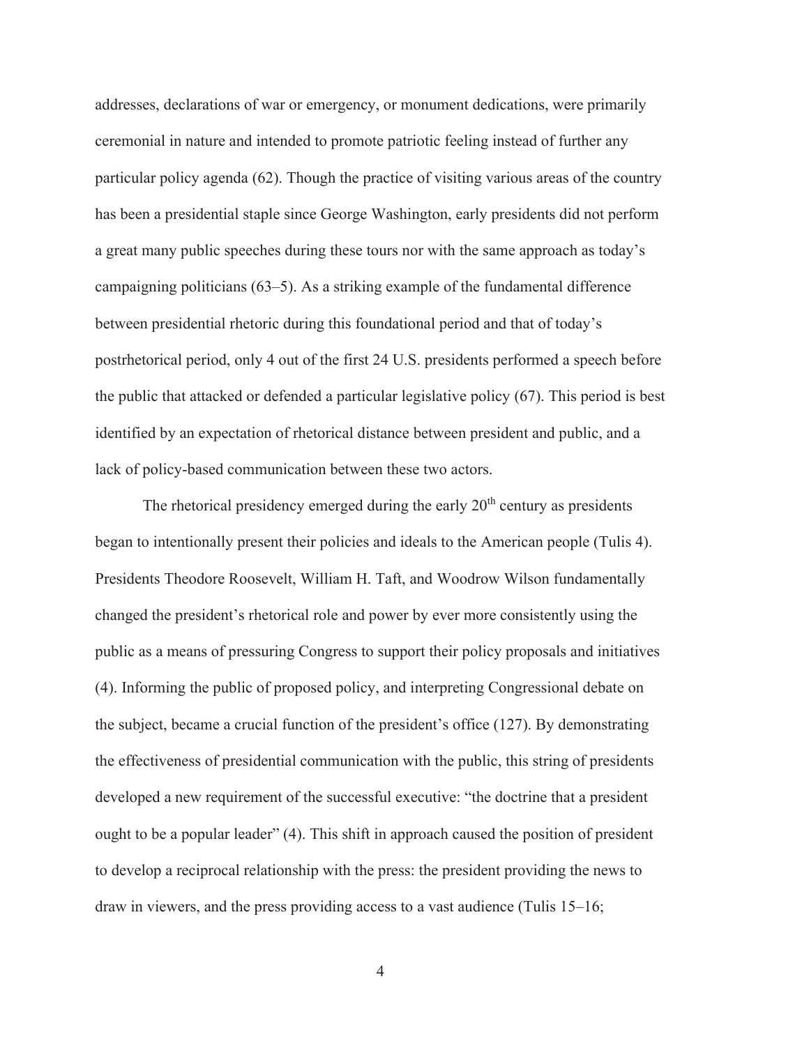addresses, declarations of war or emergency, or monument dedications, were primarily ceremonial in nature and intended to promote patriotic feeling instead of further any particular policy agenda (62). Though the practice of visiting various areas of the country has been a presidential staple since George Washington, early presidents did not perform a great many public speeches during these tours nor with the same approach as today's campaigning politicians (63–5). As a striking example of the fundamental difference between presidential rhetoric during this foundational period and that of today's postrhetorical period, only 4 out of the first 24 U.S. presidents performed a speech before the public that attacked or defended a particular legislative policy (67). This period is best identified by an expectation of rhetorical distance between president and public, and a lack of policy-based communication between these two actors.

The rhetorical presidency emerged during the early 20th century as presidents began to intentionally present their policies and ideals to the American people (Tulis 4). Presidents Theodore Roosevelt, William H. Taft, and Woodrow Wilson fundamentally changed the president's rhetorical role and power by ever more consistently using the public as a means of pressuring Congress to support their policy proposals and initiatives (4). Informing the public of proposed policy, and interpreting Congressional debate on the subject, became a crucial function of the president's office (127). By demonstrating the effectiveness of presidential communication with the public, this string of presidents developed a new requirement of the successful executive: "the doctrine that a president ought to be a popular leader" (4). This shift in approach caused the position of president to develop a reciprocal relationship with the press: the president providing the news to draw in viewers, and the press providing access to a vast audience (Tulis 15–16;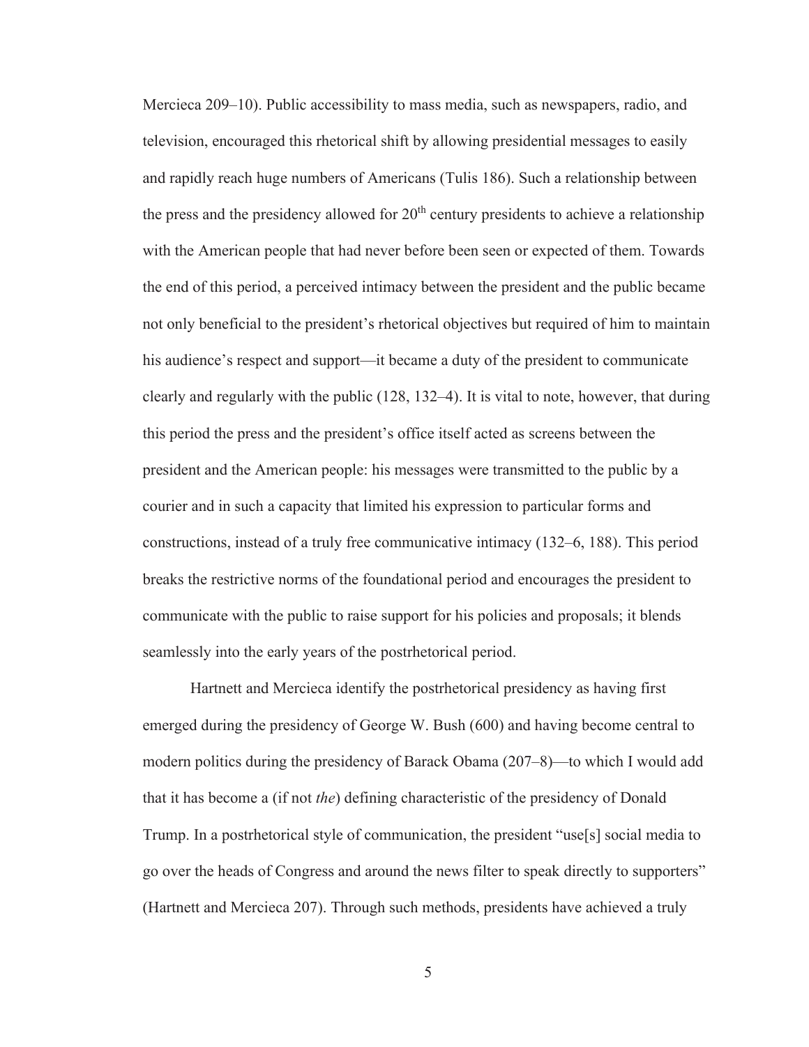Mercieca 209–10). Public accessibility to mass media, such as newspapers, radio, and television, encouraged this rhetorical shift by allowing presidential messages to easily and rapidly reach huge numbers of Americans (Tulis 186). Such a relationship between the press and the presidency allowed for 20th century presidents to achieve a relationship with the American people that had never before been seen or expected of them. Towards the end of this period, a perceived intimacy between the president and the public became not only beneficial to the president's rhetorical objectives but required of him to maintain his audience's respect and support—it became a duty of the president to communicate clearly and regularly with the public (128, 132–4). It is vital to note, however, that during this period the press and the president's office itself acted as screens between the president and the American people: his messages were transmitted to the public by a courier and in such a capacity that limited his expression to particular forms and constructions, instead of a truly free communicative intimacy (132–6, 188). This period breaks the restrictive norms of the foundational period and encourages the president to communicate with the public to raise support for his policies and proposals; it blends seamlessly into the early years of the postrhetorical period.

Hartnett and Mercieca identify the postrhetorical presidency as having first emerged during the presidency of George W. Bush (600) and having become central to modern politics during the presidency of Barack Obama (207–8)—to which I would add that it has become a (if not *the*) defining characteristic of the presidency of Donald Trump. In a postrhetorical style of communication, the president "use[s] social media to go over the heads of Congress and around the news filter to speak directly to supporters" (Hartnett and Mercieca 207). Through such methods, presidents have achieved a truly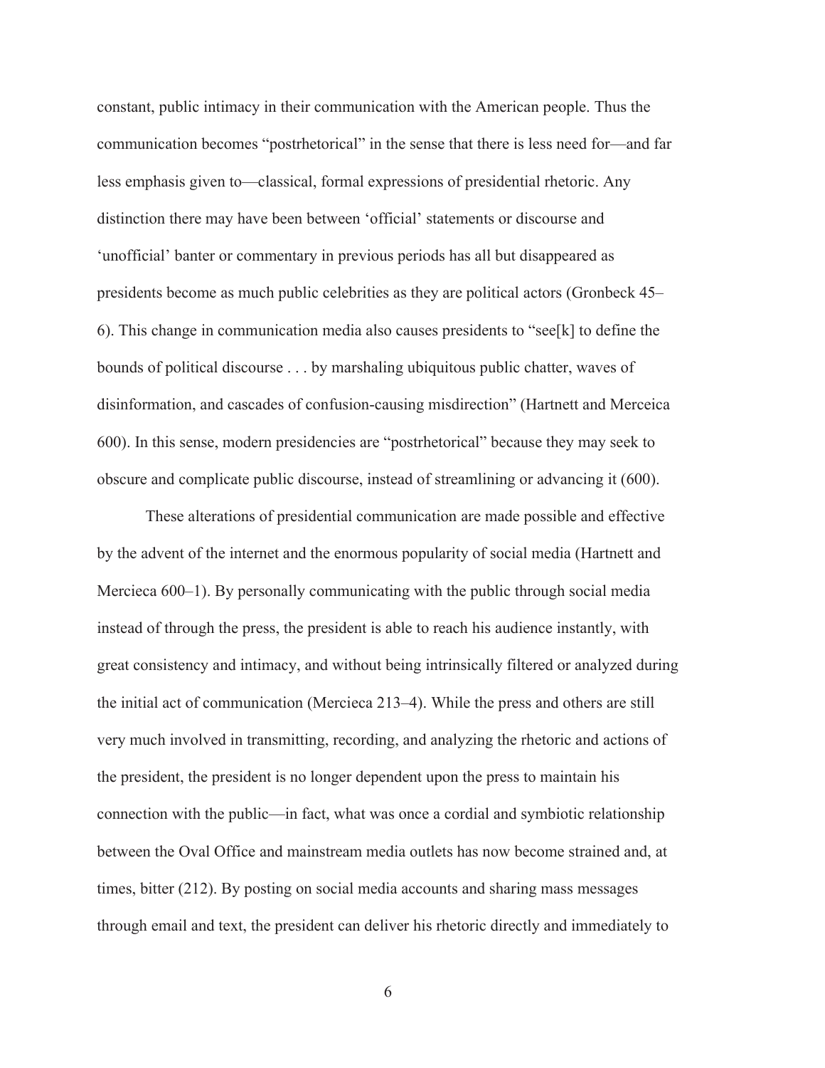constant, public intimacy in their communication with the American people. Thus the communication becomes "postrhetorical" in the sense that there is less need for—and far less emphasis given to—classical, formal expressions of presidential rhetoric. Any distinction there may have been between 'official' statements or discourse and 'unofficial' banter or commentary in previous periods has all but disappeared as presidents become as much public celebrities as they are political actors (Gronbeck 45–6). This change in communication media also causes presidents to "see[k] to define the bounds of political discourse . . . by marshaling ubiquitous public chatter, waves of disinformation, and cascades of confusion-causing misdirection" (Hartnett and Merceica 600). In this sense, modern presidencies are "postrhetorical" because they may seek to obscure and complicate public discourse, instead of streamlining or advancing it (600).

These alterations of presidential communication are made possible and effective by the advent of the internet and the enormous popularity of social media (Hartnett and Mercieca 600–1). By personally communicating with the public through social media instead of through the press, the president is able to reach his audience instantly, with great consistency and intimacy, and without being intrinsically filtered or analyzed during the initial act of communication (Mercieca 213–4). While the press and others are still very much involved in transmitting, recording, and analyzing the rhetoric and actions of the president, the president is no longer dependent upon the press to maintain his connection with the public—in fact, what was once a cordial and symbiotic relationship between the Oval Office and mainstream media outlets has now become strained and, at times, bitter (212). By posting on social media accounts and sharing mass messages through email and text, the president can deliver his rhetoric directly and immediately to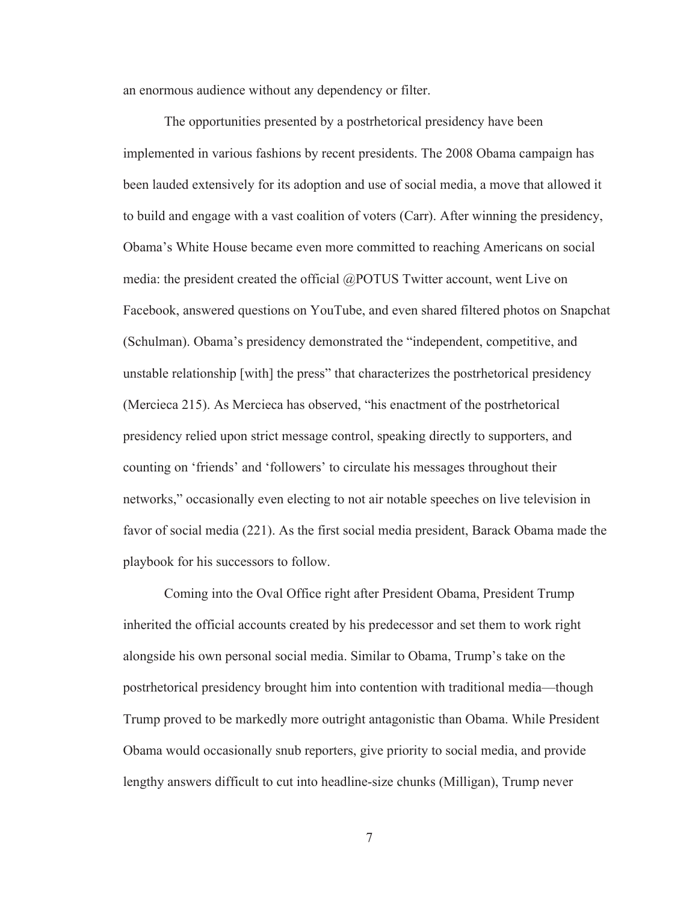an enormous audience without any dependency or filter.

The opportunities presented by a postrhetorical presidency have been implemented in various fashions by recent presidents. The 2008 Obama campaign has been lauded extensively for its adoption and use of social media, a move that allowed it to build and engage with a vast coalition of voters (Carr). After winning the presidency, Obama's White House became even more committed to reaching Americans on social media: the president created the official @POTUS Twitter account, went Live on Facebook, answered questions on YouTube, and even shared filtered photos on Snapchat (Schulman). Obama's presidency demonstrated the "independent, competitive, and unstable relationship [with] the press" that characterizes the postrhetorical presidency (Mercieca 215). As Mercieca has observed, "his enactment of the postrhetorical presidency relied upon strict message control, speaking directly to supporters, and counting on 'friends' and 'followers' to circulate his messages throughout their networks," occasionally even electing to not air notable speeches on live television in favor of social media (221). As the first social media president, Barack Obama made the playbook for his successors to follow.

Coming into the Oval Office right after President Obama, President Trump inherited the official accounts created by his predecessor and set them to work right alongside his own personal social media. Similar to Obama, Trump's take on the postrhetorical presidency brought him into contention with traditional media—though Trump proved to be markedly more outright antagonistic than Obama. While President Obama would occasionally snub reporters, give priority to social media, and provide lengthy answers difficult to cut into headline-size chunks (Milligan), Trump never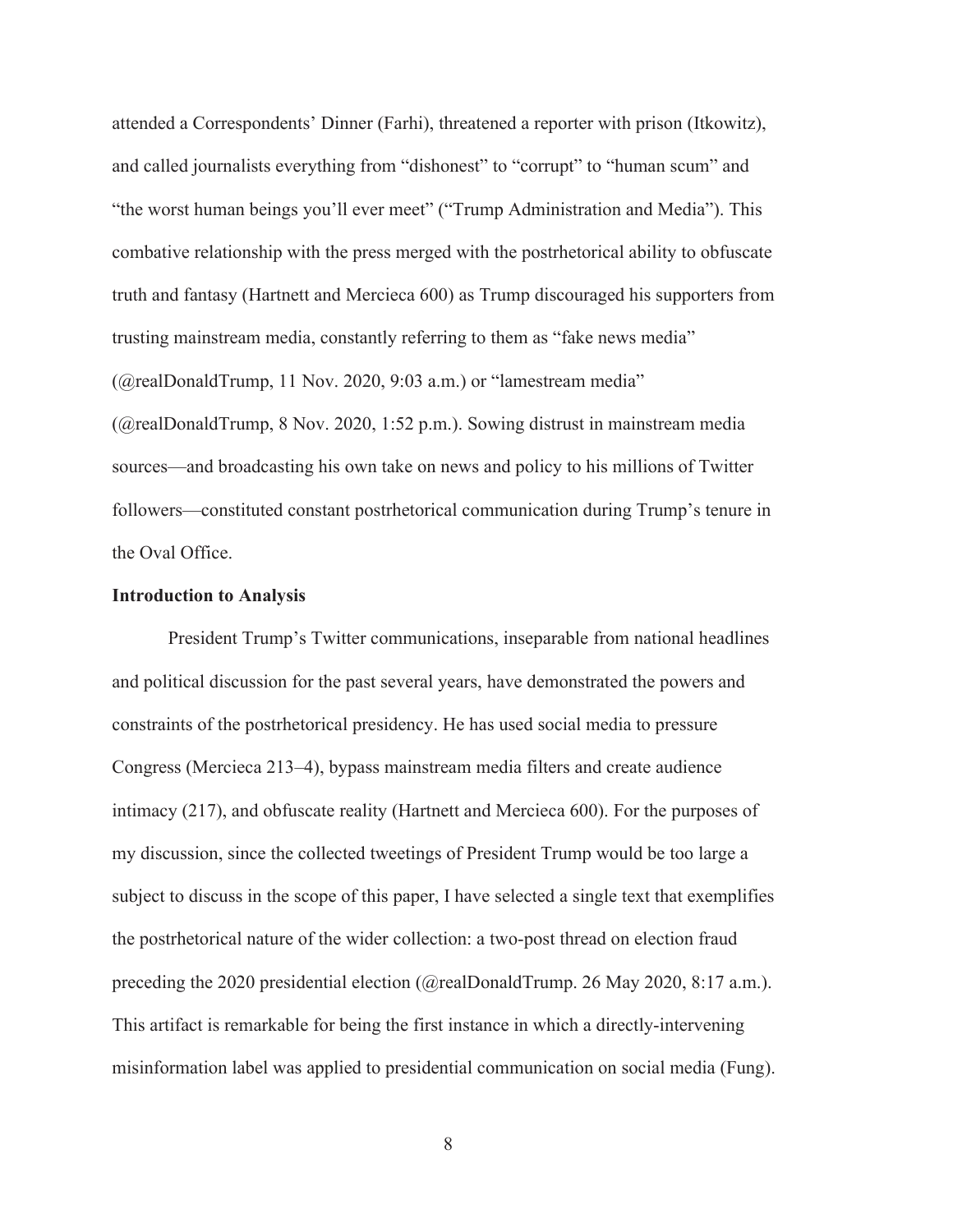attended a Correspondents' Dinner (Farhi), threatened a reporter with prison (Itkowitz), and called journalists everything from "dishonest" to "corrupt" to "human scum" and "the worst human beings you'll ever meet" ("Trump Administration and Media"). This combative relationship with the press merged with the postrhetorical ability to obfuscate truth and fantasy (Hartnett and Mercieca 600) as Trump discouraged his supporters from trusting mainstream media, constantly referring to them as "fake news media" (@realDonaldTrump, 11 Nov. 2020, 9:03 a.m.) or "lamestream media" (@realDonaldTrump, 8 Nov. 2020, 1:52 p.m.). Sowing distrust in mainstream media sources—and broadcasting his own take on news and policy to his millions of Twitter followers—constituted constant postrhetorical communication during Trump's tenure in the Oval Office.

**Introduction to Analysis**

President Trump's Twitter communications, inseparable from national headlines and political discussion for the past several years, have demonstrated the powers and constraints of the postrhetorical presidency. He has used social media to pressure Congress (Mercieca 213–4), bypass mainstream media filters and create audience intimacy (217), and obfuscate reality (Hartnett and Mercieca 600). For the purposes of my discussion, since the collected tweetings of President Trump would be too large a subject to discuss in the scope of this paper, I have selected a single text that exemplifies the postrhetorical nature of the wider collection: a two-post thread on election fraud preceding the 2020 presidential election (@realDonaldTrump. 26 May 2020, 8:17 a.m.). This artifact is remarkable for being the first instance in which a directly-intervening misinformation label was applied to presidential communication on social media (Fung).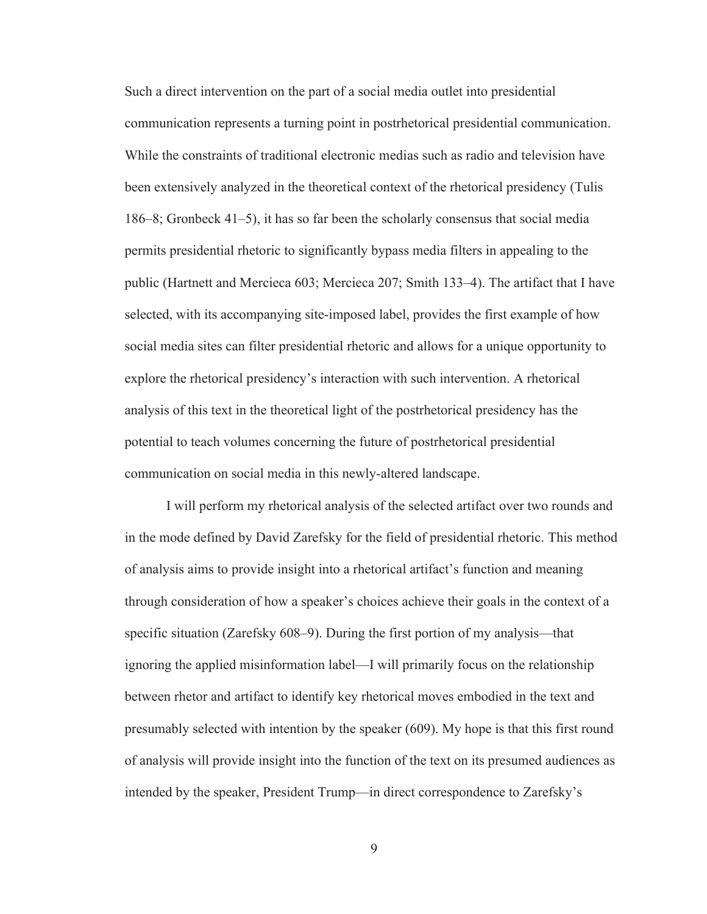Such a direct intervention on the part of a social media outlet into presidential communication represents a turning point in postrhetorical presidential communication. While the constraints of traditional electronic medias such as radio and television have been extensively analyzed in the theoretical context of the rhetorical presidency (Tulis 186–8; Gronbeck 41–5), it has so far been the scholarly consensus that social media permits presidential rhetoric to significantly bypass media filters in appealing to the public (Hartnett and Mercieca 603; Mercieca 207; Smith 133–4). The artifact that I have selected, with its accompanying site-imposed label, provides the first example of how social media sites can filter presidential rhetoric and allows for a unique opportunity to explore the rhetorical presidency's interaction with such intervention. A rhetorical analysis of this text in the theoretical light of the postrhetorical presidency has the potential to teach volumes concerning the future of postrhetorical presidential communication on social media in this newly-altered landscape.

I will perform my rhetorical analysis of the selected artifact over two rounds and in the mode defined by David Zarefsky for the field of presidential rhetoric. This method of analysis aims to provide insight into a rhetorical artifact's function and meaning through consideration of how a speaker's choices achieve their goals in the context of a specific situation (Zarefsky 608–9). During the first portion of my analysis—that ignoring the applied misinformation label—I will primarily focus on the relationship between rhetor and artifact to identify key rhetorical moves embodied in the text and presumably selected with intention by the speaker (609). My hope is that this first round of analysis will provide insight into the function of the text on its presumed audiences as intended by the speaker, President Trump—in direct correspondence to Zarefsky's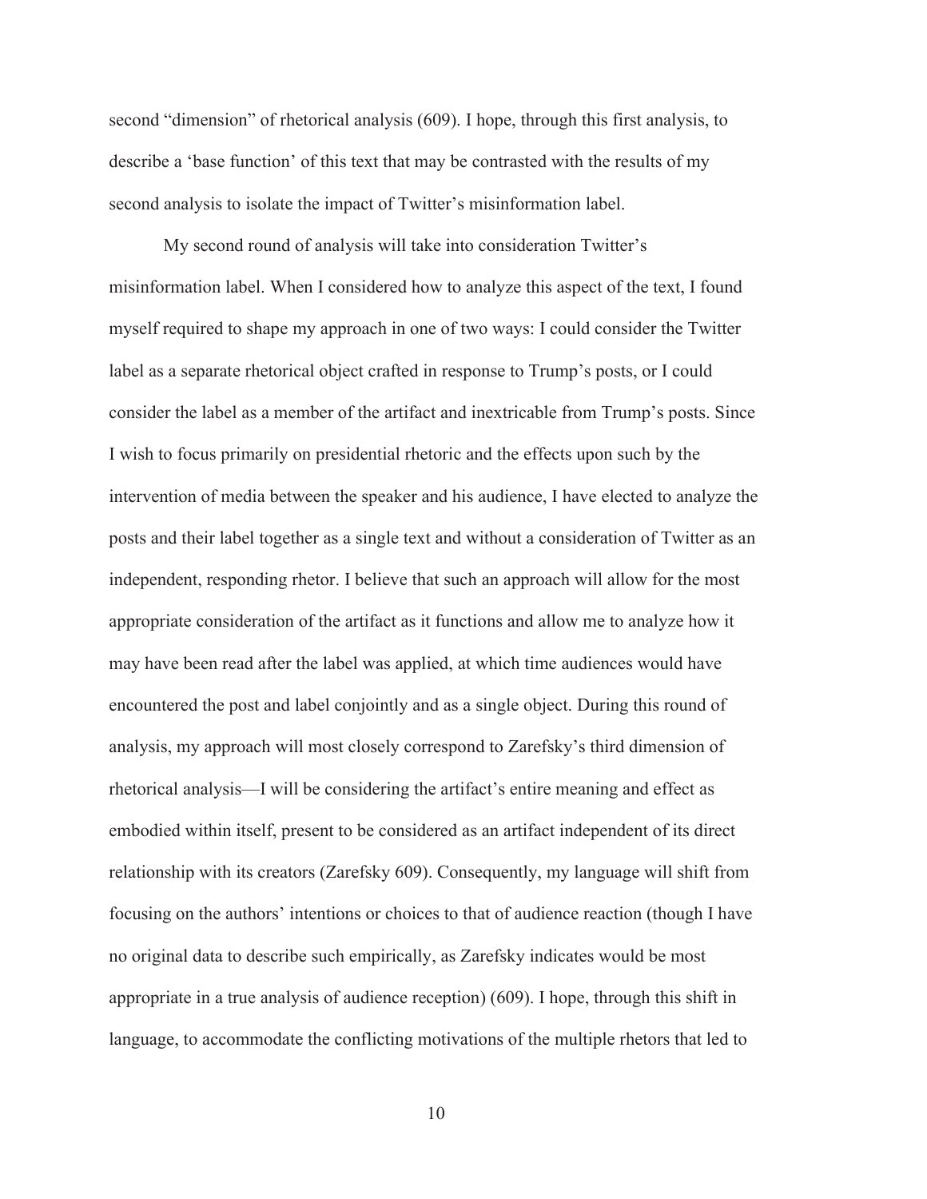second "dimension" of rhetorical analysis (609). I hope, through this first analysis, to describe a 'base function' of this text that may be contrasted with the results of my second analysis to isolate the impact of Twitter's misinformation label.

My second round of analysis will take into consideration Twitter's misinformation label. When I considered how to analyze this aspect of the text, I found myself required to shape my approach in one of two ways: I could consider the Twitter label as a separate rhetorical object crafted in response to Trump's posts, or I could consider the label as a member of the artifact and inextricable from Trump's posts. Since I wish to focus primarily on presidential rhetoric and the effects upon such by the intervention of media between the speaker and his audience, I have elected to analyze the posts and their label together as a single text and without a consideration of Twitter as an independent, responding rhetor. I believe that such an approach will allow for the most appropriate consideration of the artifact as it functions and allow me to analyze how it may have been read after the label was applied, at which time audiences would have encountered the post and label conjointly and as a single object. During this round of analysis, my approach will most closely correspond to Zarefsky's third dimension of rhetorical analysis—I will be considering the artifact's entire meaning and effect as embodied within itself, present to be considered as an artifact independent of its direct relationship with its creators (Zarefsky 609). Consequently, my language will shift from focusing on the authors' intentions or choices to that of audience reaction (though I have no original data to describe such empirically, as Zarefsky indicates would be most appropriate in a true analysis of audience reception) (609). I hope, through this shift in language, to accommodate the conflicting motivations of the multiple rhetors that led to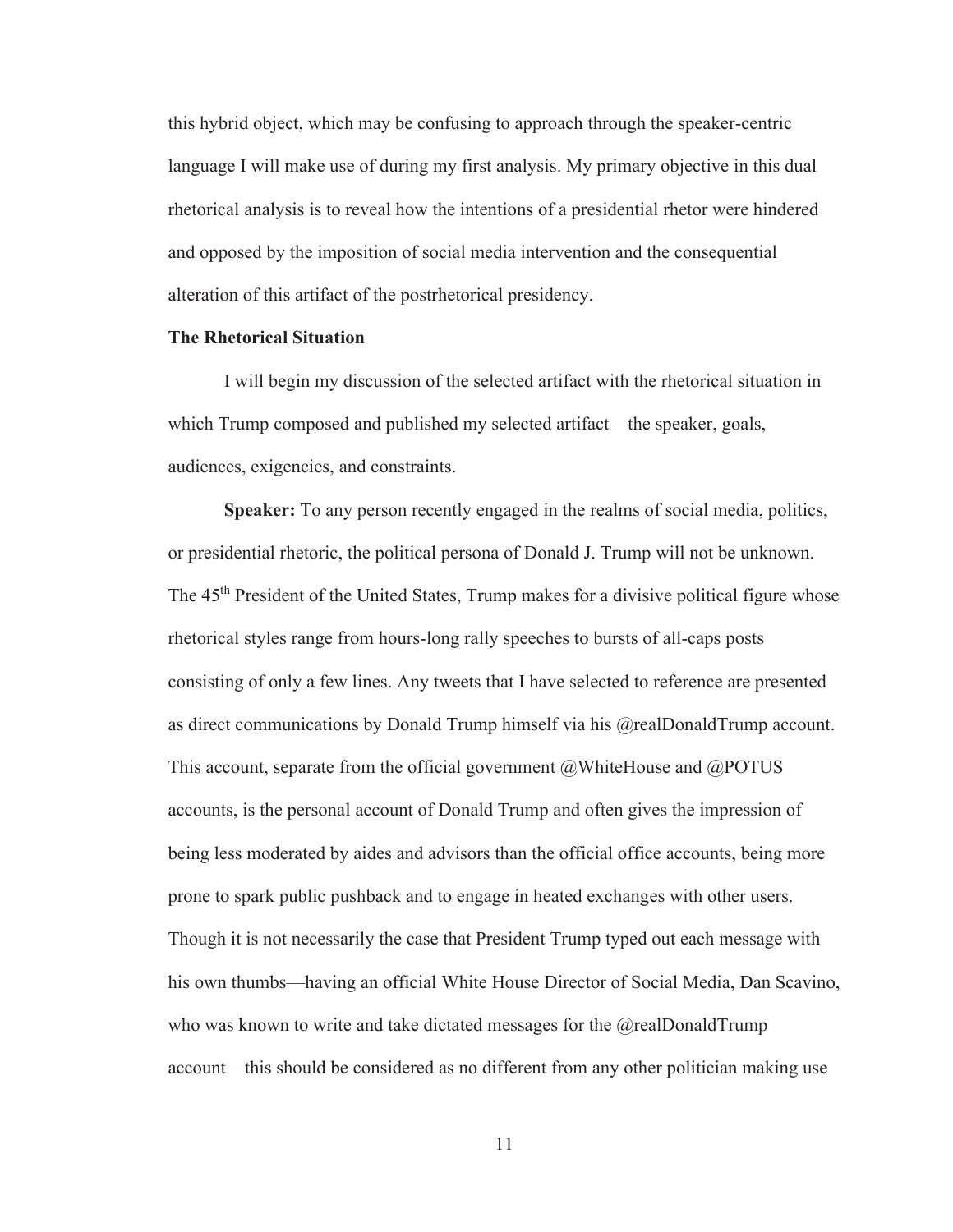this hybrid object, which may be confusing to approach through the speaker-centric language I will make use of during my first analysis. My primary objective in this dual rhetorical analysis is to reveal how the intentions of a presidential rhetor were hindered and opposed by the imposition of social media intervention and the consequential alteration of this artifact of the postrhetorical presidency.

**The Rhetorical Situation**

I will begin my discussion of the selected artifact with the rhetorical situation in which Trump composed and published my selected artifact—the speaker, goals, audiences, exigencies, and constraints.

**Speaker:** To any person recently engaged in the realms of social media, politics, or presidential rhetoric, the political persona of Donald J. Trump will not be unknown. The 45th President of the United States, Trump makes for a divisive political figure whose rhetorical styles range from hours-long rally speeches to bursts of all-caps posts consisting of only a few lines. Any tweets that I have selected to reference are presented as direct communications by Donald Trump himself via his @realDonaldTrump account. This account, separate from the official government @WhiteHouse and @POTUS accounts, is the personal account of Donald Trump and often gives the impression of being less moderated by aides and advisors than the official office accounts, being more prone to spark public pushback and to engage in heated exchanges with other users. Though it is not necessarily the case that President Trump typed out each message with his own thumbs—having an official White House Director of Social Media, Dan Scavino, who was known to write and take dictated messages for the @realDonaldTrump account—this should be considered as no different from any other politician making use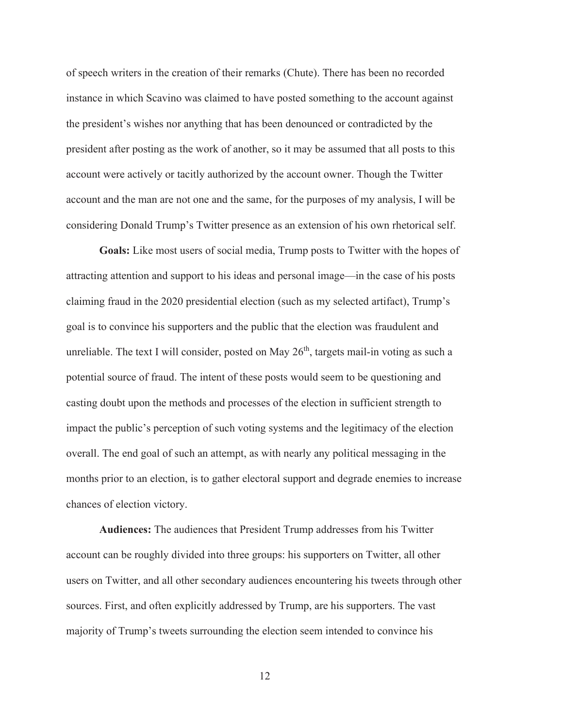of speech writers in the creation of their remarks (Chute). There has been no recorded instance in which Scavino was claimed to have posted something to the account against the president's wishes nor anything that has been denounced or contradicted by the president after posting as the work of another, so it may be assumed that all posts to this account were actively or tacitly authorized by the account owner. Though the Twitter account and the man are not one and the same, for the purposes of my analysis, I will be considering Donald Trump's Twitter presence as an extension of his own rhetorical self.

**Goals:** Like most users of social media, Trump posts to Twitter with the hopes of attracting attention and support to his ideas and personal image—in the case of his posts claiming fraud in the 2020 presidential election (such as my selected artifact), Trump's goal is to convince his supporters and the public that the election was fraudulent and unreliable. The text I will consider, posted on May 26th, targets mail-in voting as such a potential source of fraud. The intent of these posts would seem to be questioning and casting doubt upon the methods and processes of the election in sufficient strength to impact the public's perception of such voting systems and the legitimacy of the election overall. The end goal of such an attempt, as with nearly any political messaging in the months prior to an election, is to gather electoral support and degrade enemies to increase chances of election victory.

**Audiences:** The audiences that President Trump addresses from his Twitter account can be roughly divided into three groups: his supporters on Twitter, all other users on Twitter, and all other secondary audiences encountering his tweets through other sources. First, and often explicitly addressed by Trump, are his supporters. The vast majority of Trump's tweets surrounding the election seem intended to convince his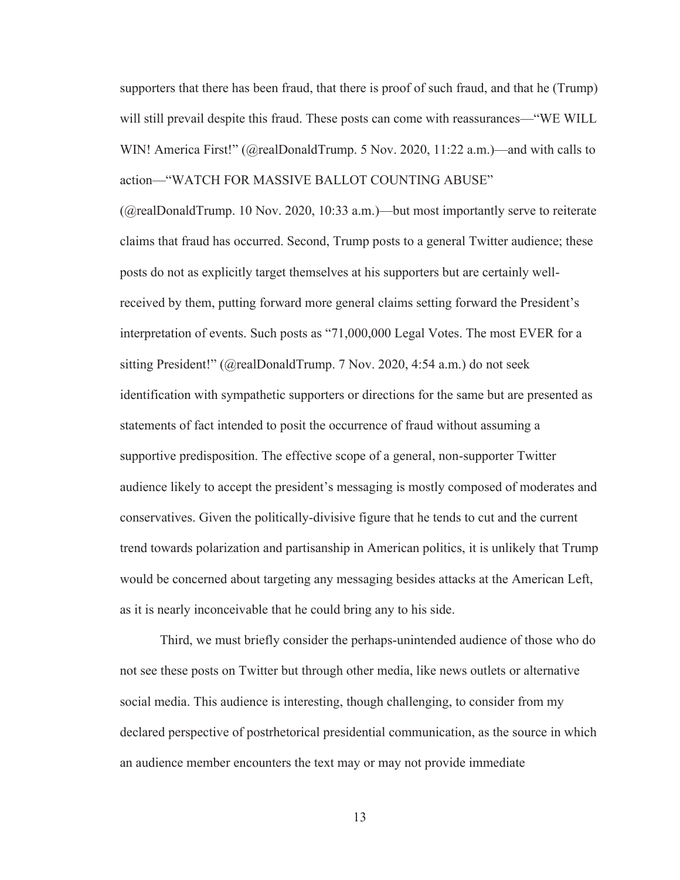supporters that there has been fraud, that there is proof of such fraud, and that he (Trump) will still prevail despite this fraud. These posts can come with reassurances—"WE WILL WIN! America First!" (@realDonaldTrump. 5 Nov. 2020, 11:22 a.m.)—and with calls to action—"WATCH FOR MASSIVE BALLOT COUNTING ABUSE" (@realDonaldTrump. 10 Nov. 2020, 10:33 a.m.)—but most importantly serve to reiterate claims that fraud has occurred. Second, Trump posts to a general Twitter audience; these posts do not as explicitly target themselves at his supporters but are certainly well-received by them, putting forward more general claims setting forward the President's interpretation of events. Such posts as "71,000,000 Legal Votes. The most EVER for a sitting President!" (@realDonaldTrump. 7 Nov. 2020, 4:54 a.m.) do not seek identification with sympathetic supporters or directions for the same but are presented as statements of fact intended to posit the occurrence of fraud without assuming a supportive predisposition. The effective scope of a general, non-supporter Twitter audience likely to accept the president's messaging is mostly composed of moderates and conservatives. Given the politically-divisive figure that he tends to cut and the current trend towards polarization and partisanship in American politics, it is unlikely that Trump would be concerned about targeting any messaging besides attacks at the American Left, as it is nearly inconceivable that he could bring any to his side.

Third, we must briefly consider the perhaps-unintended audience of those who do not see these posts on Twitter but through other media, like news outlets or alternative social media. This audience is interesting, though challenging, to consider from my declared perspective of postrhetorical presidential communication, as the source in which an audience member encounters the text may or may not provide immediate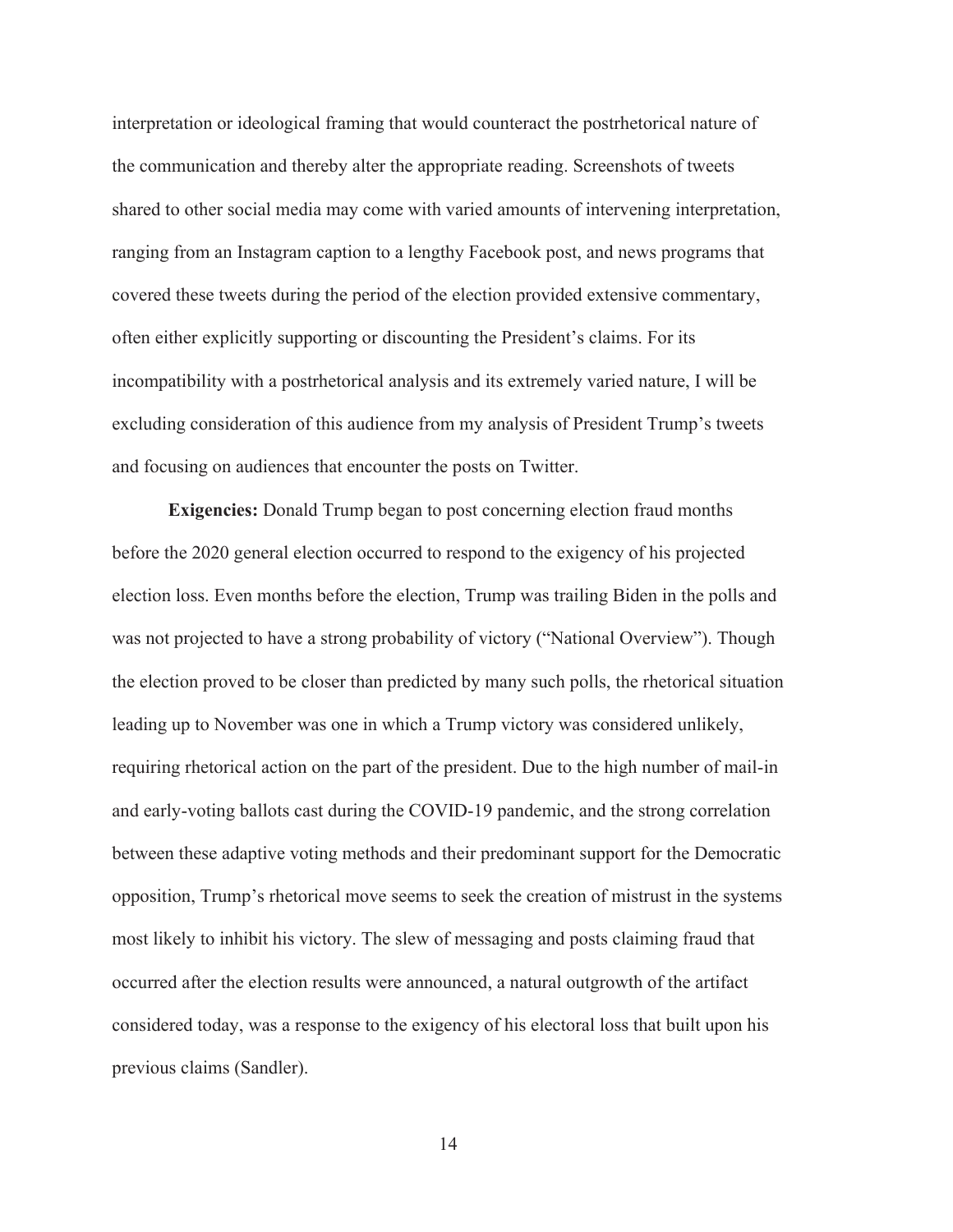interpretation or ideological framing that would counteract the postrhetorical nature of the communication and thereby alter the appropriate reading. Screenshots of tweets shared to other social media may come with varied amounts of intervening interpretation, ranging from an Instagram caption to a lengthy Facebook post, and news programs that covered these tweets during the period of the election provided extensive commentary, often either explicitly supporting or discounting the President's claims. For its incompatibility with a postrhetorical analysis and its extremely varied nature, I will be excluding consideration of this audience from my analysis of President Trump's tweets and focusing on audiences that encounter the posts on Twitter.

**Exigencies:** Donald Trump began to post concerning election fraud months before the 2020 general election occurred to respond to the exigency of his projected election loss. Even months before the election, Trump was trailing Biden in the polls and was not projected to have a strong probability of victory ("National Overview"). Though the election proved to be closer than predicted by many such polls, the rhetorical situation leading up to November was one in which a Trump victory was considered unlikely, requiring rhetorical action on the part of the president. Due to the high number of mail-in and early-voting ballots cast during the COVID-19 pandemic, and the strong correlation between these adaptive voting methods and their predominant support for the Democratic opposition, Trump's rhetorical move seems to seek the creation of mistrust in the systems most likely to inhibit his victory. The slew of messaging and posts claiming fraud that occurred after the election results were announced, a natural outgrowth of the artifact considered today, was a response to the exigency of his electoral loss that built upon his previous claims (Sandler).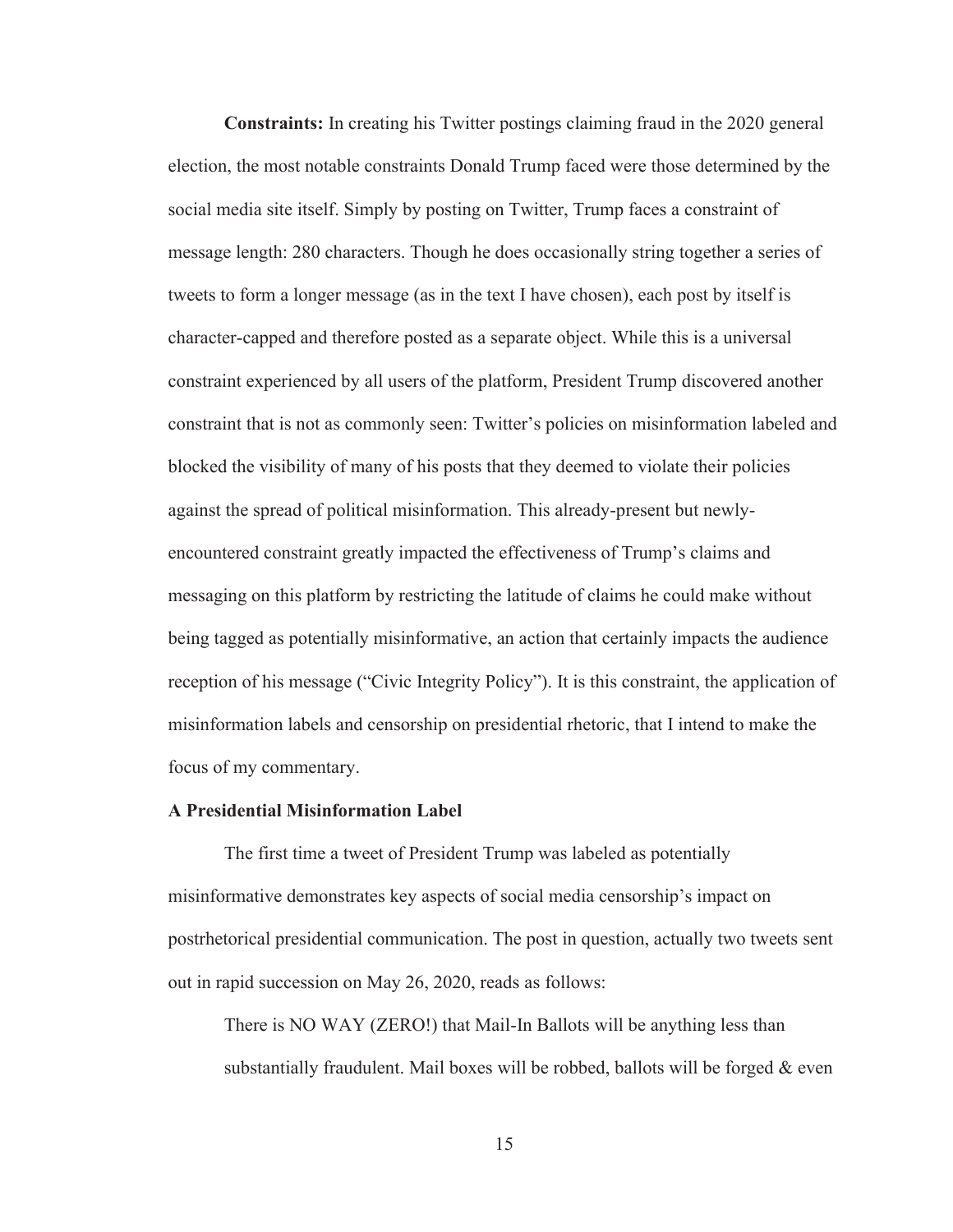**Constraints:** In creating his Twitter postings claiming fraud in the 2020 general election, the most notable constraints Donald Trump faced were those determined by the social media site itself. Simply by posting on Twitter, Trump faces a constraint of message length: 280 characters. Though he does occasionally string together a series of tweets to form a longer message (as in the text I have chosen), each post by itself is character-capped and therefore posted as a separate object. While this is a universal constraint experienced by all users of the platform, President Trump discovered another constraint that is not as commonly seen: Twitter's policies on misinformation labeled and blocked the visibility of many of his posts that they deemed to violate their policies against the spread of political misinformation. This already-present but newly-encountered constraint greatly impacted the effectiveness of Trump's claims and messaging on this platform by restricting the latitude of claims he could make without being tagged as potentially misinformative, an action that certainly impacts the audience reception of his message ("Civic Integrity Policy"). It is this constraint, the application of misinformation labels and censorship on presidential rhetoric, that I intend to make the focus of my commentary.

### A Presidential Misinformation Label

The first time a tweet of President Trump was labeled as potentially misinformative demonstrates key aspects of social media censorship's impact on postrhetorical presidential communication. The post in question, actually two tweets sent out in rapid succession on May 26, 2020, reads as follows:

> There is NO WAY (ZERO!) that Mail-In Ballots will be anything less than substantially fraudulent. Mail boxes will be robbed, ballots will be forged & even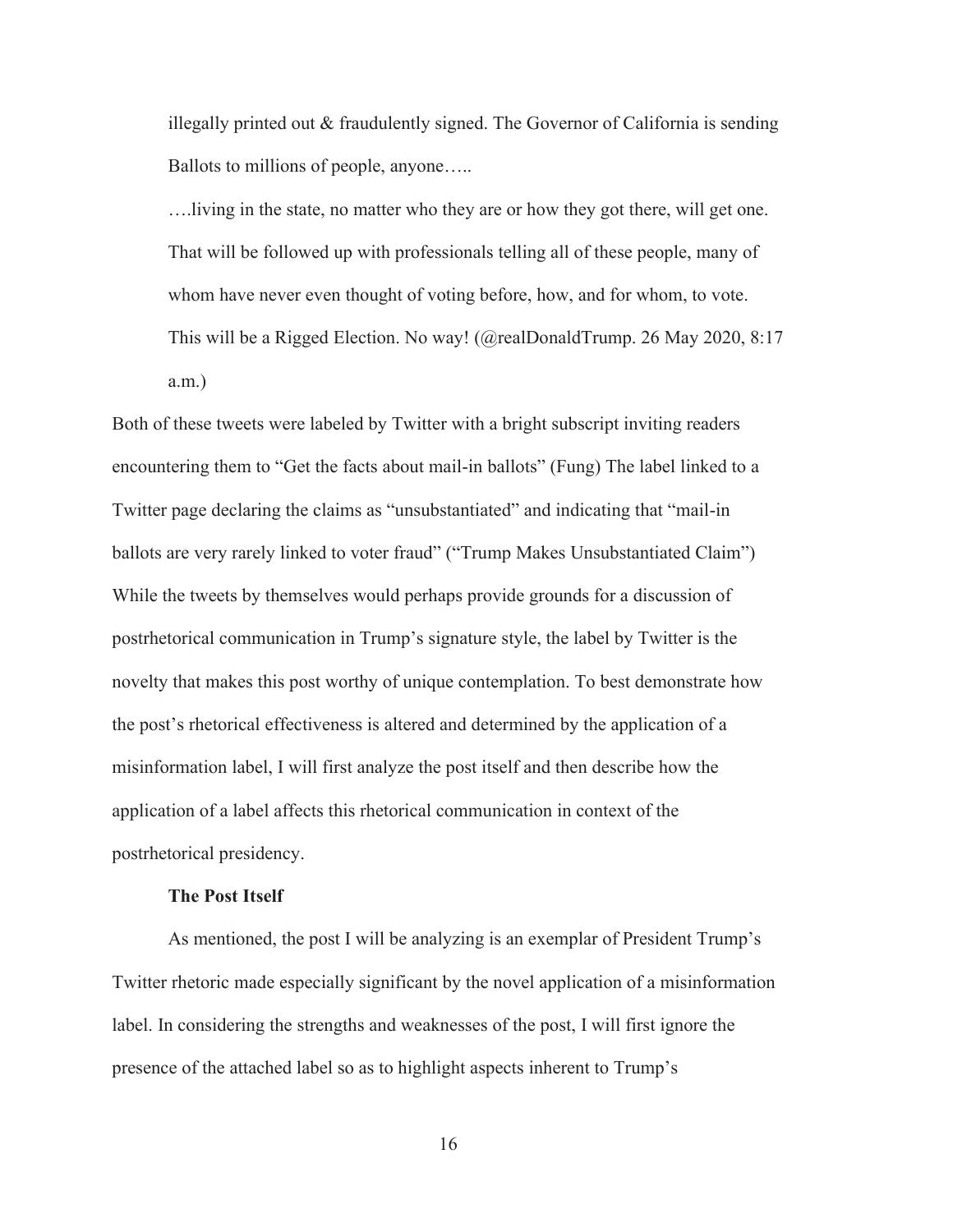> illegally printed out & fraudulently signed. The Governor of California is sending Ballots to millions of people, anyone…..
>
> ….living in the state, no matter who they are or how they got there, will get one. That will be followed up with professionals telling all of these people, many of whom have never even thought of voting before, how, and for whom, to vote. This will be a Rigged Election. No way! (@realDonaldTrump. 26 May 2020, 8:17 a.m.)

Both of these tweets were labeled by Twitter with a bright subscript inviting readers encountering them to "Get the facts about mail-in ballots" (Fung) The label linked to a Twitter page declaring the claims as "unsubstantiated" and indicating that "mail-in ballots are very rarely linked to voter fraud" ("Trump Makes Unsubstantiated Claim") While the tweets by themselves would perhaps provide grounds for a discussion of postrhetorical communication in Trump's signature style, the label by Twitter is the novelty that makes this post worthy of unique contemplation. To best demonstrate how the post's rhetorical effectiveness is altered and determined by the application of a misinformation label, I will first analyze the post itself and then describe how the application of a label affects this rhetorical communication in context of the postrhetorical presidency.

**The Post Itself**

As mentioned, the post I will be analyzing is an exemplar of President Trump's Twitter rhetoric made especially significant by the novel application of a misinformation label. In considering the strengths and weaknesses of the post, I will first ignore the presence of the attached label so as to highlight aspects inherent to Trump's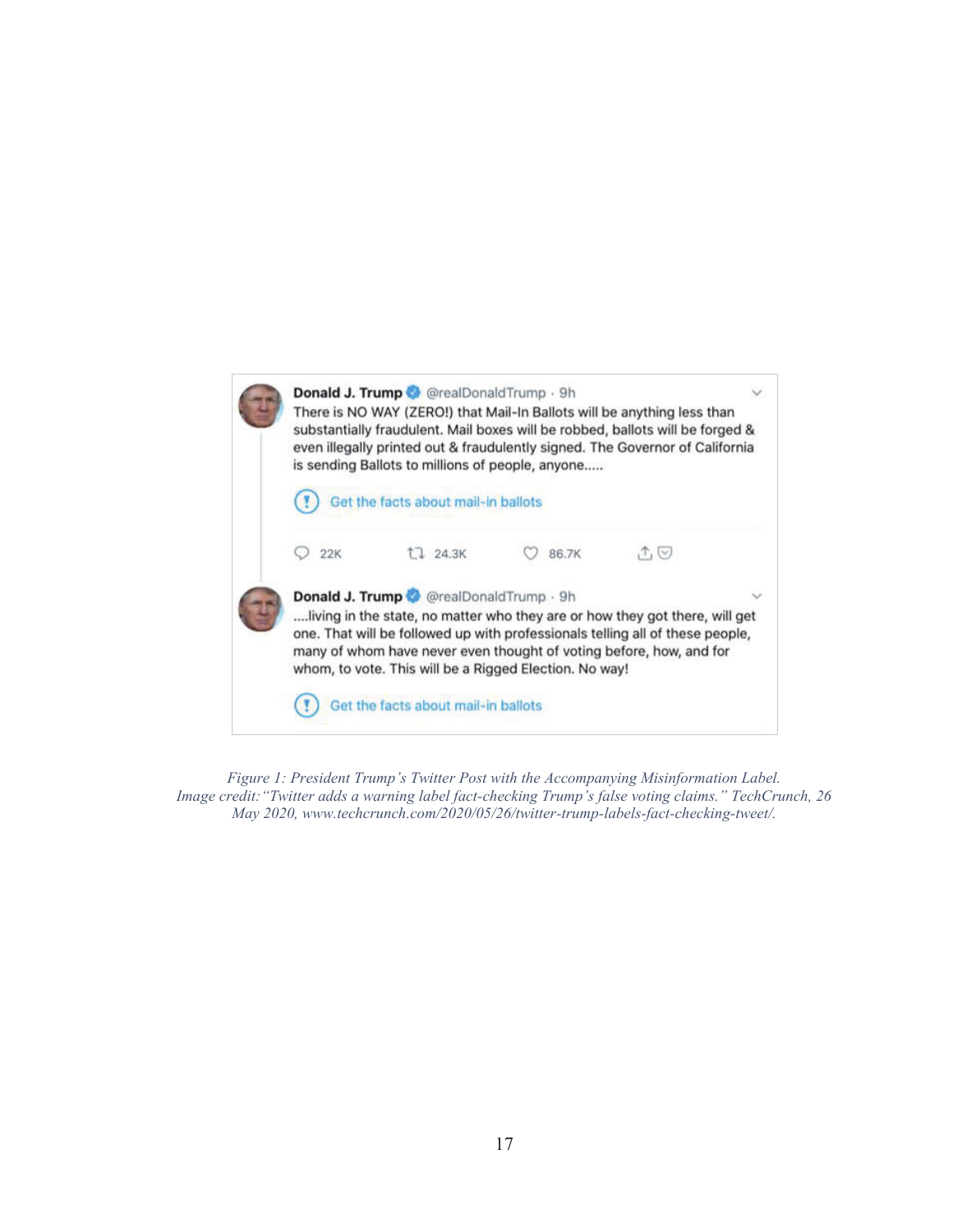> **Donald J. Trump** @realDonaldTrump · 9h
>
> There is NO WAY (ZERO!) that Mail-In Ballots will be anything less than substantially fraudulent. Mail boxes will be robbed, ballots will be forged & even illegally printed out & fraudulently signed. The Governor of California is sending Ballots to millions of people, anyone.....
>
> Get the facts about mail-in ballots
>
> 22K 24.3K 86.7K

> **Donald J. Trump** @realDonaldTrump · 9h
>
> ....living in the state, no matter who they are or how they got there, will get one. That will be followed up with professionals telling all of these people, many of whom have never even thought of voting before, how, and for whom, to vote. This will be a Rigged Election. No way!
>
> Get the facts about mail-in ballots

*Figure 1: President Trump's Twitter Post with the Accompanying Misinformation Label. Image credit: "Twitter adds a warning label fact-checking Trump's false voting claims." TechCrunch, 26 May 2020, www.techcrunch.com/2020/05/26/twitter-trump-labels-fact-checking-tweet/.*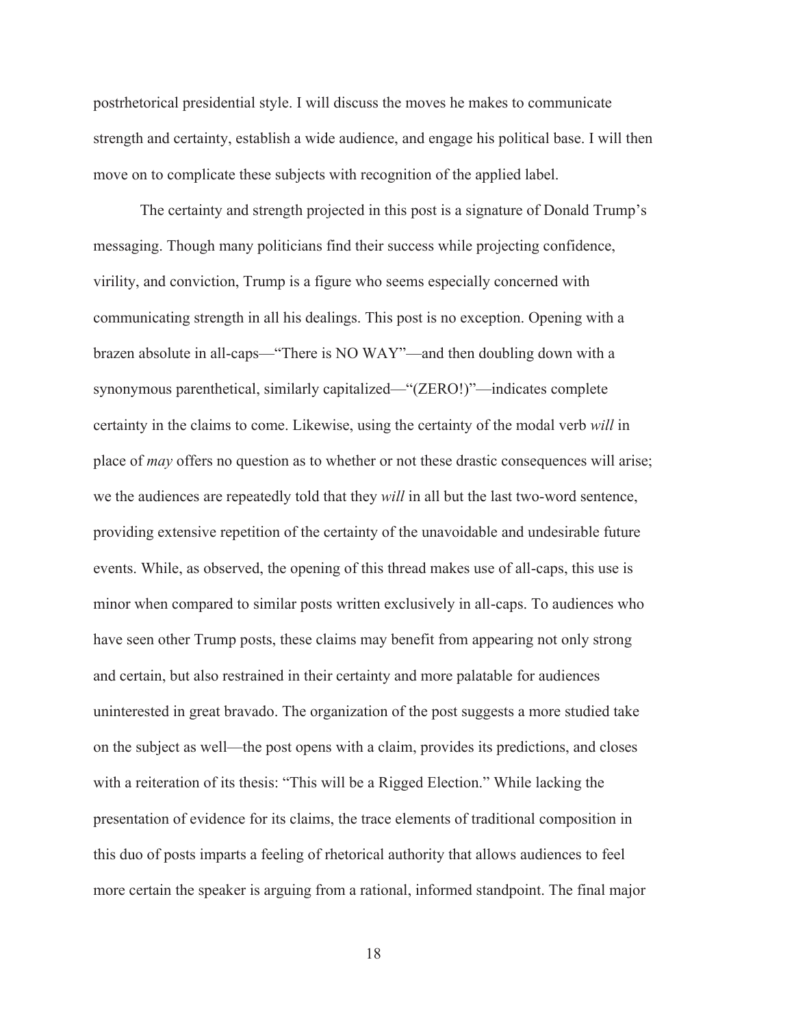postrhetorical presidential style. I will discuss the moves he makes to communicate strength and certainty, establish a wide audience, and engage his political base. I will then move on to complicate these subjects with recognition of the applied label.

The certainty and strength projected in this post is a signature of Donald Trump's messaging. Though many politicians find their success while projecting confidence, virility, and conviction, Trump is a figure who seems especially concerned with communicating strength in all his dealings. This post is no exception. Opening with a brazen absolute in all-caps—"There is NO WAY"—and then doubling down with a synonymous parenthetical, similarly capitalized—"(ZERO!)"—indicates complete certainty in the claims to come. Likewise, using the certainty of the modal verb *will* in place of *may* offers no question as to whether or not these drastic consequences will arise; we the audiences are repeatedly told that they *will* in all but the last two-word sentence, providing extensive repetition of the certainty of the unavoidable and undesirable future events. While, as observed, the opening of this thread makes use of all-caps, this use is minor when compared to similar posts written exclusively in all-caps. To audiences who have seen other Trump posts, these claims may benefit from appearing not only strong and certain, but also restrained in their certainty and more palatable for audiences uninterested in great bravado. The organization of the post suggests a more studied take on the subject as well—the post opens with a claim, provides its predictions, and closes with a reiteration of its thesis: "This will be a Rigged Election." While lacking the presentation of evidence for its claims, the trace elements of traditional composition in this duo of posts imparts a feeling of rhetorical authority that allows audiences to feel more certain the speaker is arguing from a rational, informed standpoint. The final major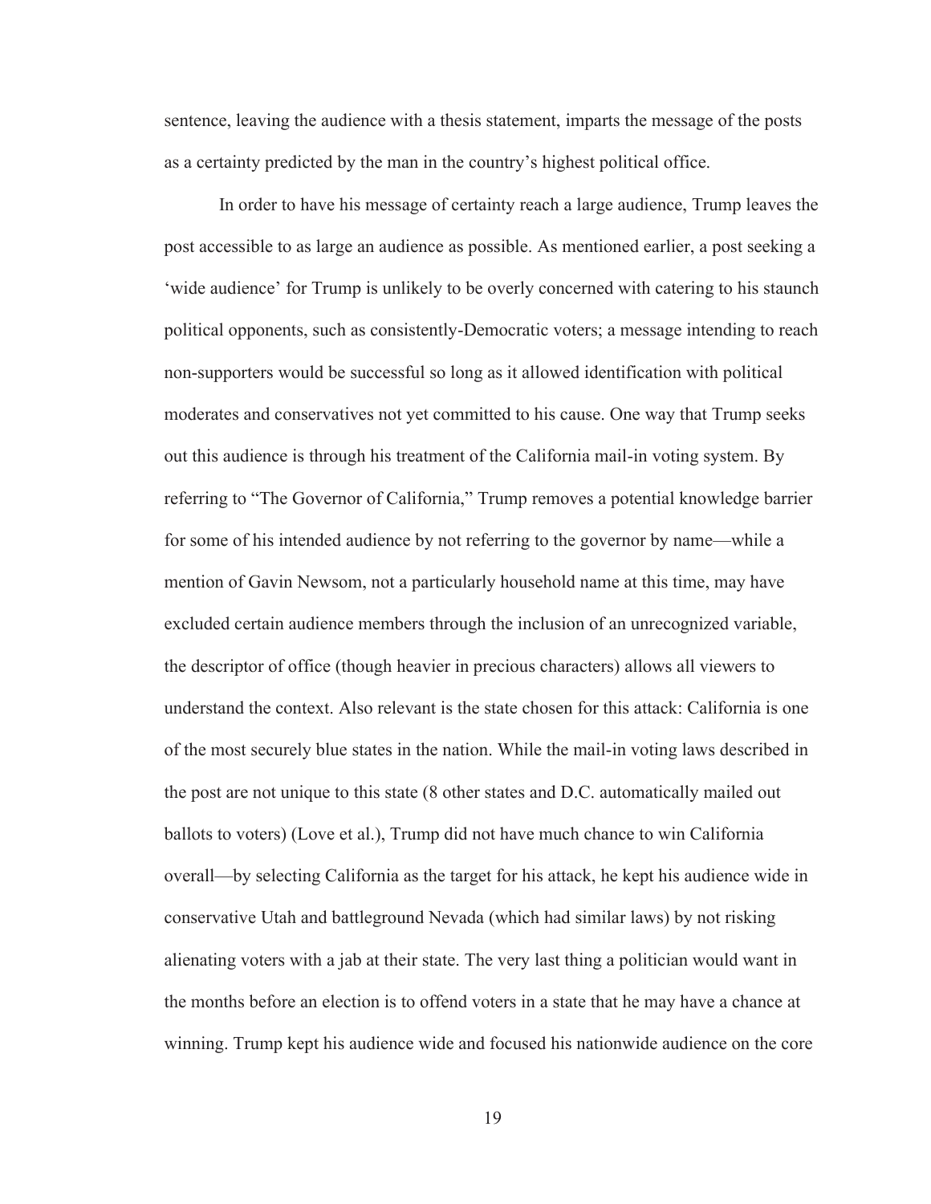sentence, leaving the audience with a thesis statement, imparts the message of the posts as a certainty predicted by the man in the country's highest political office.

In order to have his message of certainty reach a large audience, Trump leaves the post accessible to as large an audience as possible. As mentioned earlier, a post seeking a 'wide audience' for Trump is unlikely to be overly concerned with catering to his staunch political opponents, such as consistently-Democratic voters; a message intending to reach non-supporters would be successful so long as it allowed identification with political moderates and conservatives not yet committed to his cause. One way that Trump seeks out this audience is through his treatment of the California mail-in voting system. By referring to "The Governor of California," Trump removes a potential knowledge barrier for some of his intended audience by not referring to the governor by name—while a mention of Gavin Newsom, not a particularly household name at this time, may have excluded certain audience members through the inclusion of an unrecognized variable, the descriptor of office (though heavier in precious characters) allows all viewers to understand the context. Also relevant is the state chosen for this attack: California is one of the most securely blue states in the nation. While the mail-in voting laws described in the post are not unique to this state (8 other states and D.C. automatically mailed out ballots to voters) (Love et al.), Trump did not have much chance to win California overall—by selecting California as the target for his attack, he kept his audience wide in conservative Utah and battleground Nevada (which had similar laws) by not risking alienating voters with a jab at their state. The very last thing a politician would want in the months before an election is to offend voters in a state that he may have a chance at winning. Trump kept his audience wide and focused his nationwide audience on the core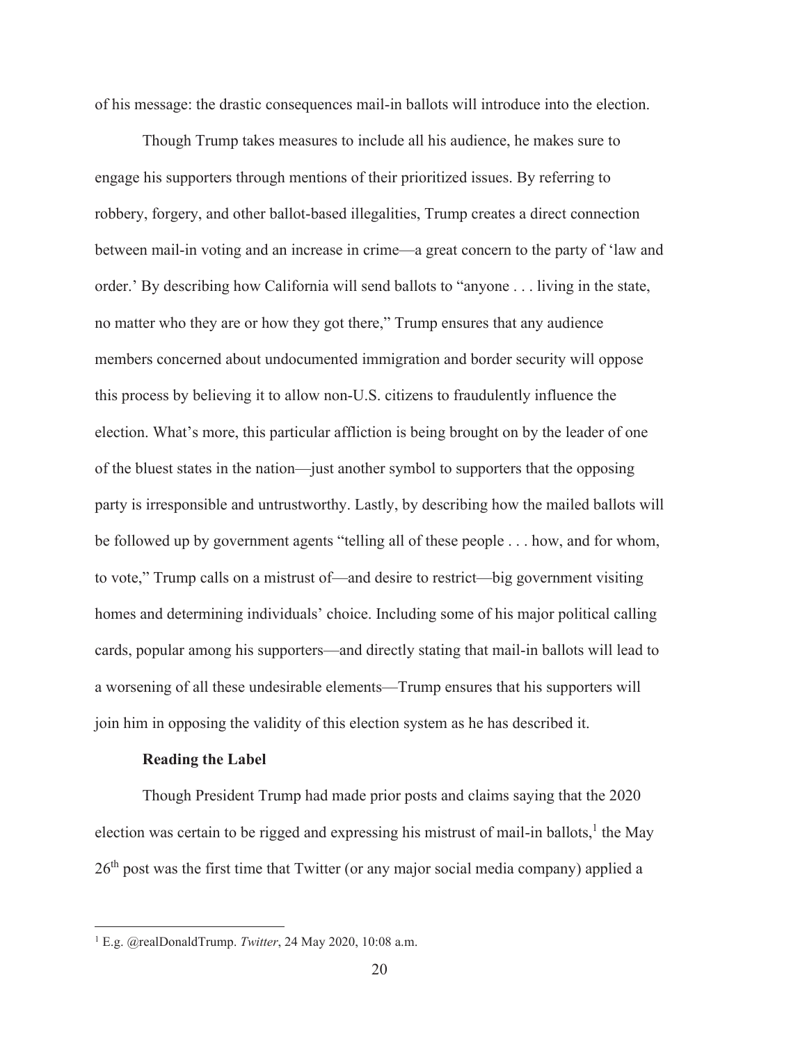of his message: the drastic consequences mail-in ballots will introduce into the election.

Though Trump takes measures to include all his audience, he makes sure to engage his supporters through mentions of their prioritized issues. By referring to robbery, forgery, and other ballot-based illegalities, Trump creates a direct connection between mail-in voting and an increase in crime—a great concern to the party of 'law and order.' By describing how California will send ballots to "anyone . . . living in the state, no matter who they are or how they got there," Trump ensures that any audience members concerned about undocumented immigration and border security will oppose this process by believing it to allow non-U.S. citizens to fraudulently influence the election. What's more, this particular affliction is being brought on by the leader of one of the bluest states in the nation—just another symbol to supporters that the opposing party is irresponsible and untrustworthy. Lastly, by describing how the mailed ballots will be followed up by government agents "telling all of these people . . . how, and for whom, to vote," Trump calls on a mistrust of—and desire to restrict—big government visiting homes and determining individuals' choice. Including some of his major political calling cards, popular among his supporters—and directly stating that mail-in ballots will lead to a worsening of all these undesirable elements—Trump ensures that his supporters will join him in opposing the validity of this election system as he has described it.

**Reading the Label**

Though President Trump had made prior posts and claims saying that the 2020 election was certain to be rigged and expressing his mistrust of mail-in ballots,[1] the May 26th post was the first time that Twitter (or any major social media company) applied a

---

[1] E.g. @realDonaldTrump. *Twitter*, 24 May 2020, 10:08 a.m.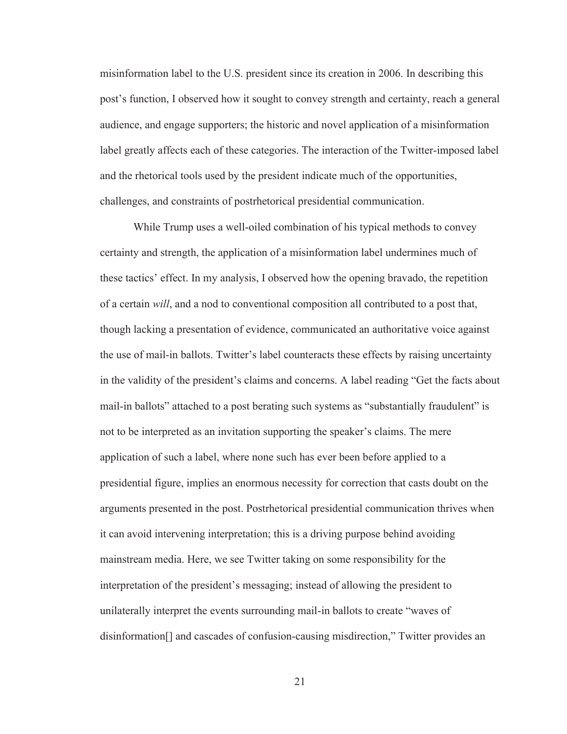misinformation label to the U.S. president since its creation in 2006. In describing this post's function, I observed how it sought to convey strength and certainty, reach a general audience, and engage supporters; the historic and novel application of a misinformation label greatly affects each of these categories. The interaction of the Twitter-imposed label and the rhetorical tools used by the president indicate much of the opportunities, challenges, and constraints of postrhetorical presidential communication.

While Trump uses a well-oiled combination of his typical methods to convey certainty and strength, the application of a misinformation label undermines much of these tactics' effect. In my analysis, I observed how the opening bravado, the repetition of a certain *will*, and a nod to conventional composition all contributed to a post that, though lacking a presentation of evidence, communicated an authoritative voice against the use of mail-in ballots. Twitter's label counteracts these effects by raising uncertainty in the validity of the president's claims and concerns. A label reading "Get the facts about mail-in ballots" attached to a post berating such systems as "substantially fraudulent" is not to be interpreted as an invitation supporting the speaker's claims. The mere application of such a label, where none such has ever been before applied to a presidential figure, implies an enormous necessity for correction that casts doubt on the arguments presented in the post. Postrhetorical presidential communication thrives when it can avoid intervening interpretation; this is a driving purpose behind avoiding mainstream media. Here, we see Twitter taking on some responsibility for the interpretation of the president's messaging; instead of allowing the president to unilaterally interpret the events surrounding mail-in ballots to create "waves of disinformation[] and cascades of confusion-causing misdirection," Twitter provides an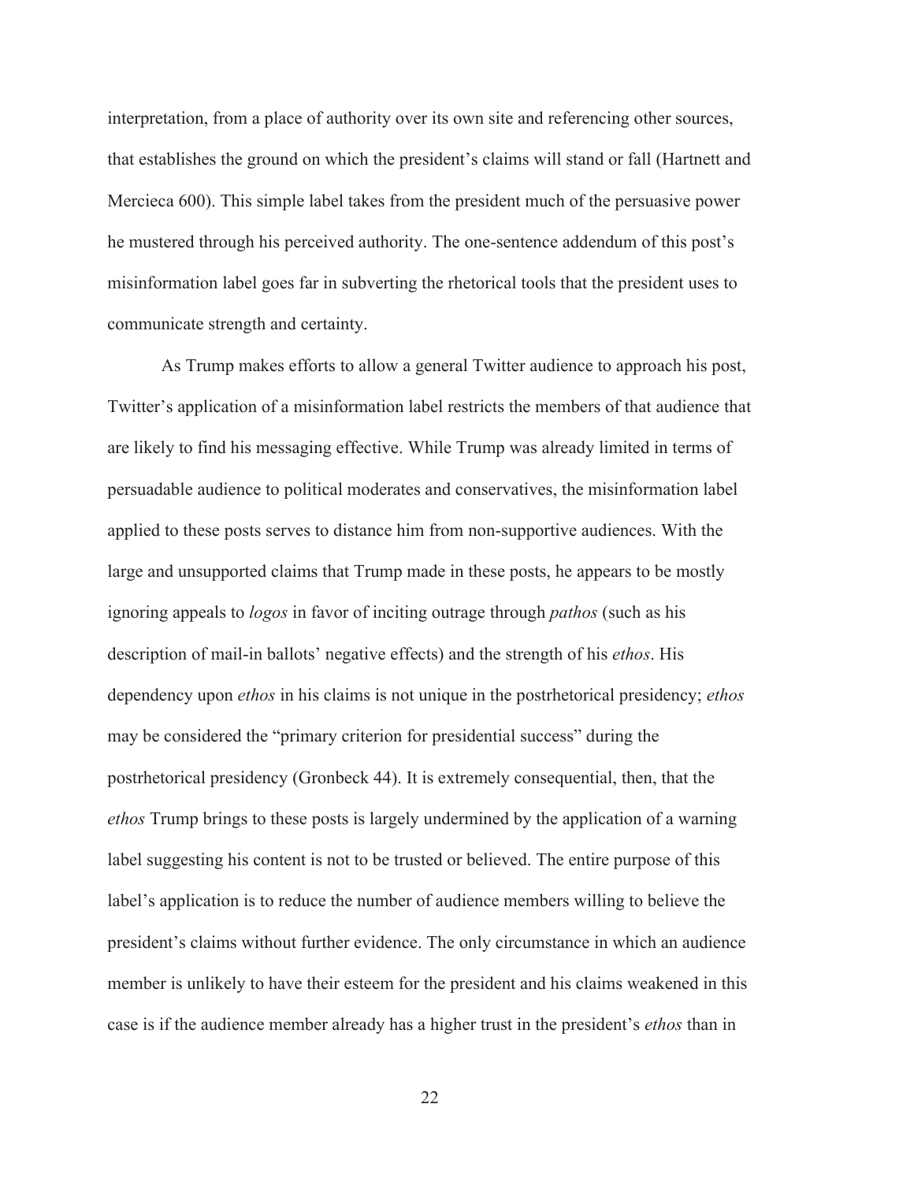interpretation, from a place of authority over its own site and referencing other sources, that establishes the ground on which the president's claims will stand or fall (Hartnett and Mercieca 600). This simple label takes from the president much of the persuasive power he mustered through his perceived authority. The one-sentence addendum of this post's misinformation label goes far in subverting the rhetorical tools that the president uses to communicate strength and certainty.

As Trump makes efforts to allow a general Twitter audience to approach his post, Twitter's application of a misinformation label restricts the members of that audience that are likely to find his messaging effective. While Trump was already limited in terms of persuadable audience to political moderates and conservatives, the misinformation label applied to these posts serves to distance him from non-supportive audiences. With the large and unsupported claims that Trump made in these posts, he appears to be mostly ignoring appeals to *logos* in favor of inciting outrage through *pathos* (such as his description of mail-in ballots' negative effects) and the strength of his *ethos*. His dependency upon *ethos* in his claims is not unique in the postrhetorical presidency; *ethos* may be considered the "primary criterion for presidential success" during the postrhetorical presidency (Gronbeck 44). It is extremely consequential, then, that the *ethos* Trump brings to these posts is largely undermined by the application of a warning label suggesting his content is not to be trusted or believed. The entire purpose of this label's application is to reduce the number of audience members willing to believe the president's claims without further evidence. The only circumstance in which an audience member is unlikely to have their esteem for the president and his claims weakened in this case is if the audience member already has a higher trust in the president's *ethos* than in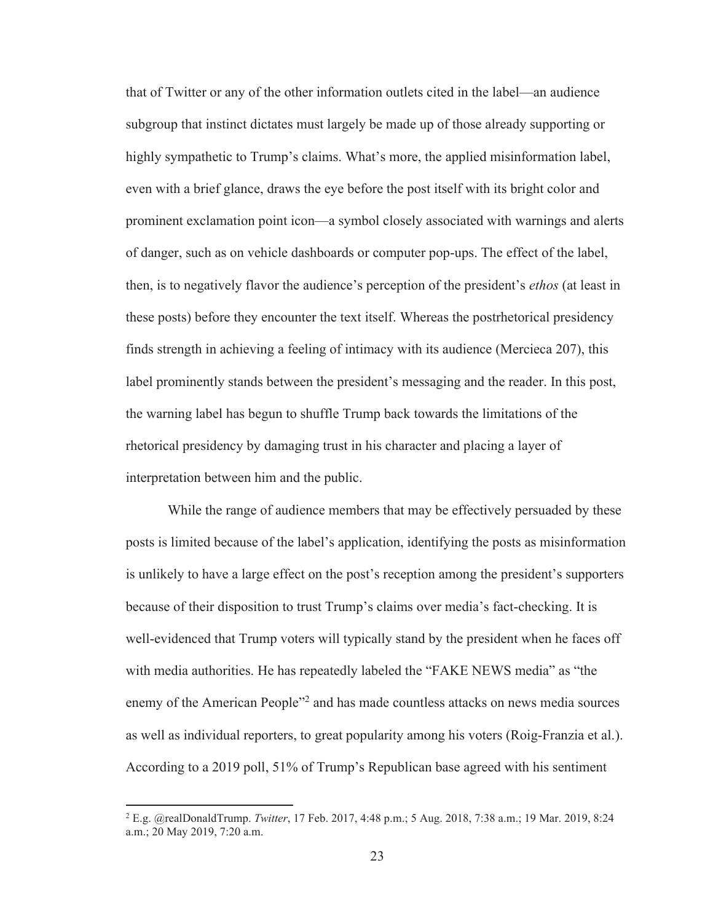that of Twitter or any of the other information outlets cited in the label—an audience subgroup that instinct dictates must largely be made up of those already supporting or highly sympathetic to Trump's claims. What's more, the applied misinformation label, even with a brief glance, draws the eye before the post itself with its bright color and prominent exclamation point icon—a symbol closely associated with warnings and alerts of danger, such as on vehicle dashboards or computer pop-ups. The effect of the label, then, is to negatively flavor the audience's perception of the president's *ethos* (at least in these posts) before they encounter the text itself. Whereas the postrhetorical presidency finds strength in achieving a feeling of intimacy with its audience (Mercieca 207), this label prominently stands between the president's messaging and the reader. In this post, the warning label has begun to shuffle Trump back towards the limitations of the rhetorical presidency by damaging trust in his character and placing a layer of interpretation between him and the public.

While the range of audience members that may be effectively persuaded by these posts is limited because of the label's application, identifying the posts as misinformation is unlikely to have a large effect on the post's reception among the president's supporters because of their disposition to trust Trump's claims over media's fact-checking. It is well-evidenced that Trump voters will typically stand by the president when he faces off with media authorities. He has repeatedly labeled the "FAKE NEWS media" as "the enemy of the American People"[2] and has made countless attacks on news media sources as well as individual reporters, to great popularity among his voters (Roig-Franzia et al.). According to a 2019 poll, 51% of Trump's Republican base agreed with his sentiment

[2] E.g. @realDonaldTrump. *Twitter*, 17 Feb. 2017, 4:48 p.m.; 5 Aug. 2018, 7:38 a.m.; 19 Mar. 2019, 8:24 a.m.; 20 May 2019, 7:20 a.m.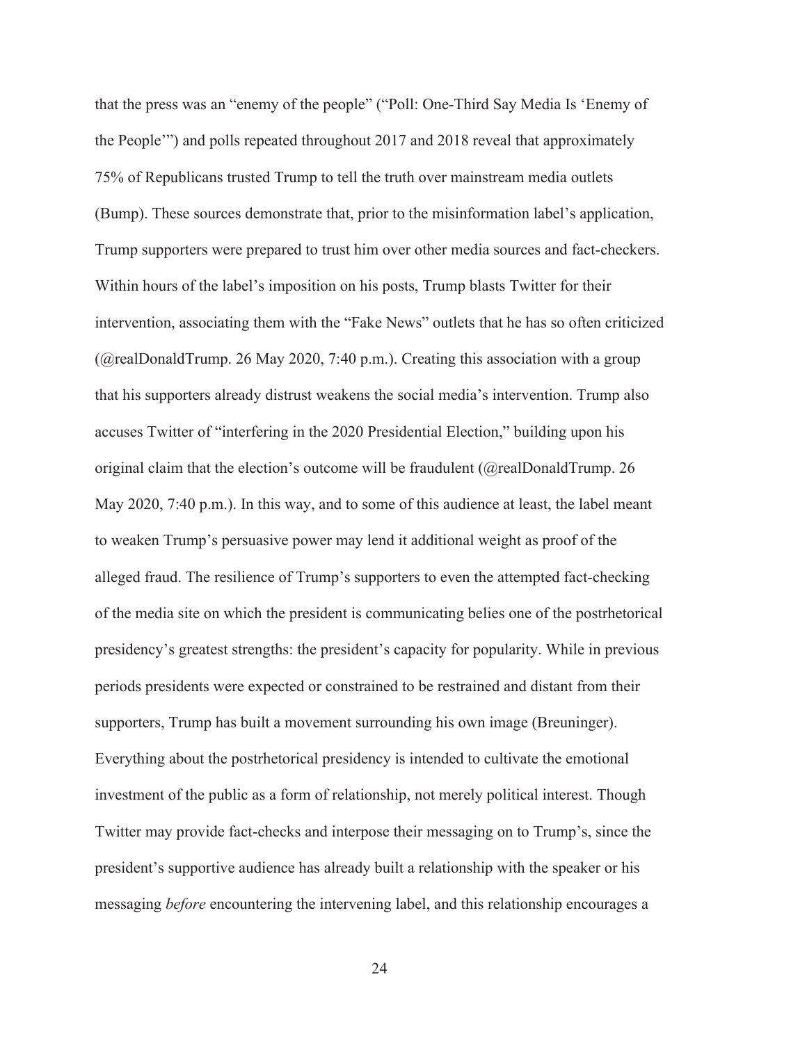that the press was an "enemy of the people" ("Poll: One-Third Say Media Is 'Enemy of the People'") and polls repeated throughout 2017 and 2018 reveal that approximately 75% of Republicans trusted Trump to tell the truth over mainstream media outlets (Bump). These sources demonstrate that, prior to the misinformation label's application, Trump supporters were prepared to trust him over other media sources and fact-checkers. Within hours of the label's imposition on his posts, Trump blasts Twitter for their intervention, associating them with the "Fake News" outlets that he has so often criticized (@realDonaldTrump. 26 May 2020, 7:40 p.m.). Creating this association with a group that his supporters already distrust weakens the social media's intervention. Trump also accuses Twitter of "interfering in the 2020 Presidential Election," building upon his original claim that the election's outcome will be fraudulent (@realDonaldTrump. 26 May 2020, 7:40 p.m.). In this way, and to some of this audience at least, the label meant to weaken Trump's persuasive power may lend it additional weight as proof of the alleged fraud. The resilience of Trump's supporters to even the attempted fact-checking of the media site on which the president is communicating belies one of the postrhetorical presidency's greatest strengths: the president's capacity for popularity. While in previous periods presidents were expected or constrained to be restrained and distant from their supporters, Trump has built a movement surrounding his own image (Breuninger). Everything about the postrhetorical presidency is intended to cultivate the emotional investment of the public as a form of relationship, not merely political interest. Though Twitter may provide fact-checks and interpose their messaging on to Trump's, since the president's supportive audience has already built a relationship with the speaker or his messaging *before* encountering the intervening label, and this relationship encourages a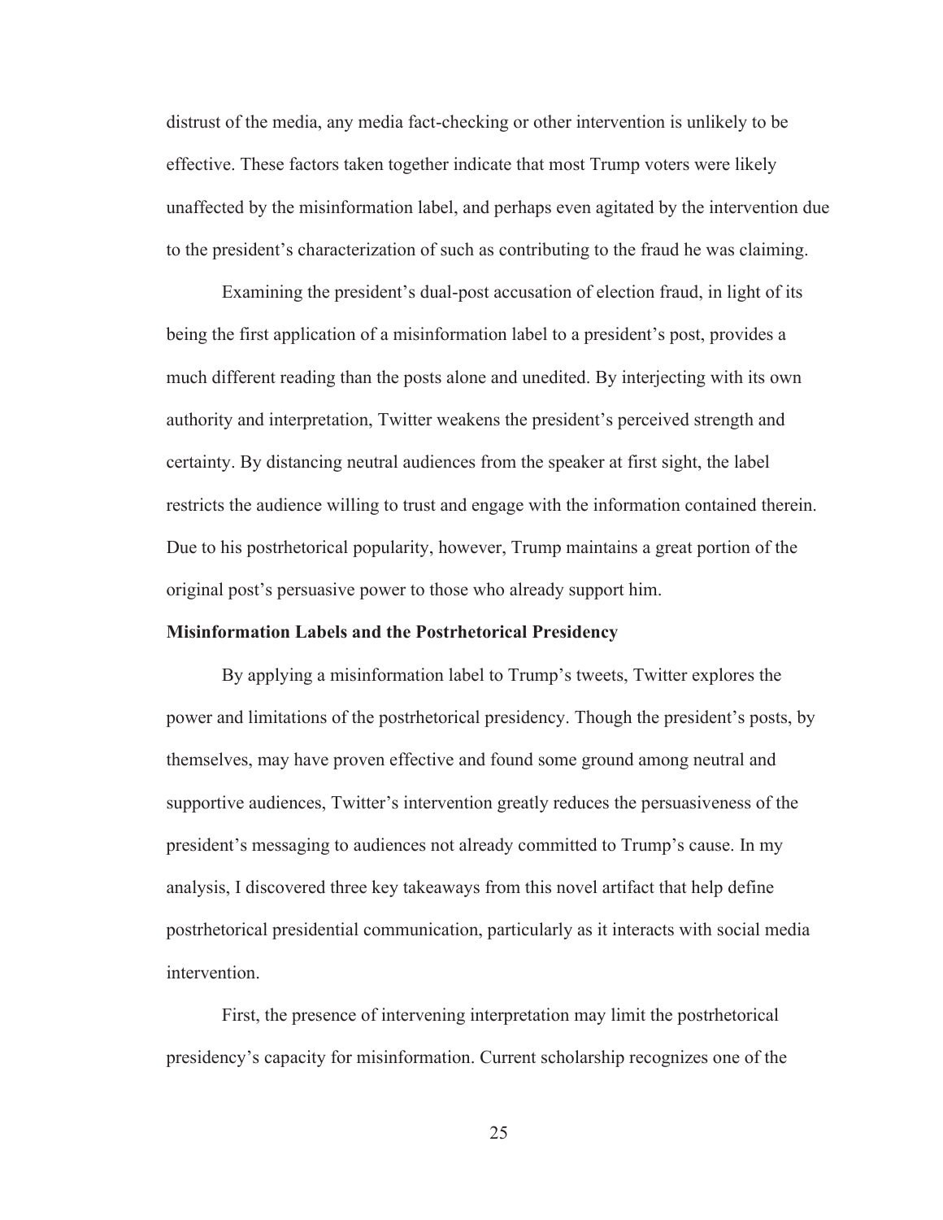distrust of the media, any media fact-checking or other intervention is unlikely to be effective. These factors taken together indicate that most Trump voters were likely unaffected by the misinformation label, and perhaps even agitated by the intervention due to the president's characterization of such as contributing to the fraud he was claiming.

Examining the president's dual-post accusation of election fraud, in light of its being the first application of a misinformation label to a president's post, provides a much different reading than the posts alone and unedited. By interjecting with its own authority and interpretation, Twitter weakens the president's perceived strength and certainty. By distancing neutral audiences from the speaker at first sight, the label restricts the audience willing to trust and engage with the information contained therein. Due to his postrhetorical popularity, however, Trump maintains a great portion of the original post's persuasive power to those who already support him.

**Misinformation Labels and the Postrhetorical Presidency**

By applying a misinformation label to Trump's tweets, Twitter explores the power and limitations of the postrhetorical presidency. Though the president's posts, by themselves, may have proven effective and found some ground among neutral and supportive audiences, Twitter's intervention greatly reduces the persuasiveness of the president's messaging to audiences not already committed to Trump's cause. In my analysis, I discovered three key takeaways from this novel artifact that help define postrhetorical presidential communication, particularly as it interacts with social media intervention.

First, the presence of intervening interpretation may limit the postrhetorical presidency's capacity for misinformation. Current scholarship recognizes one of the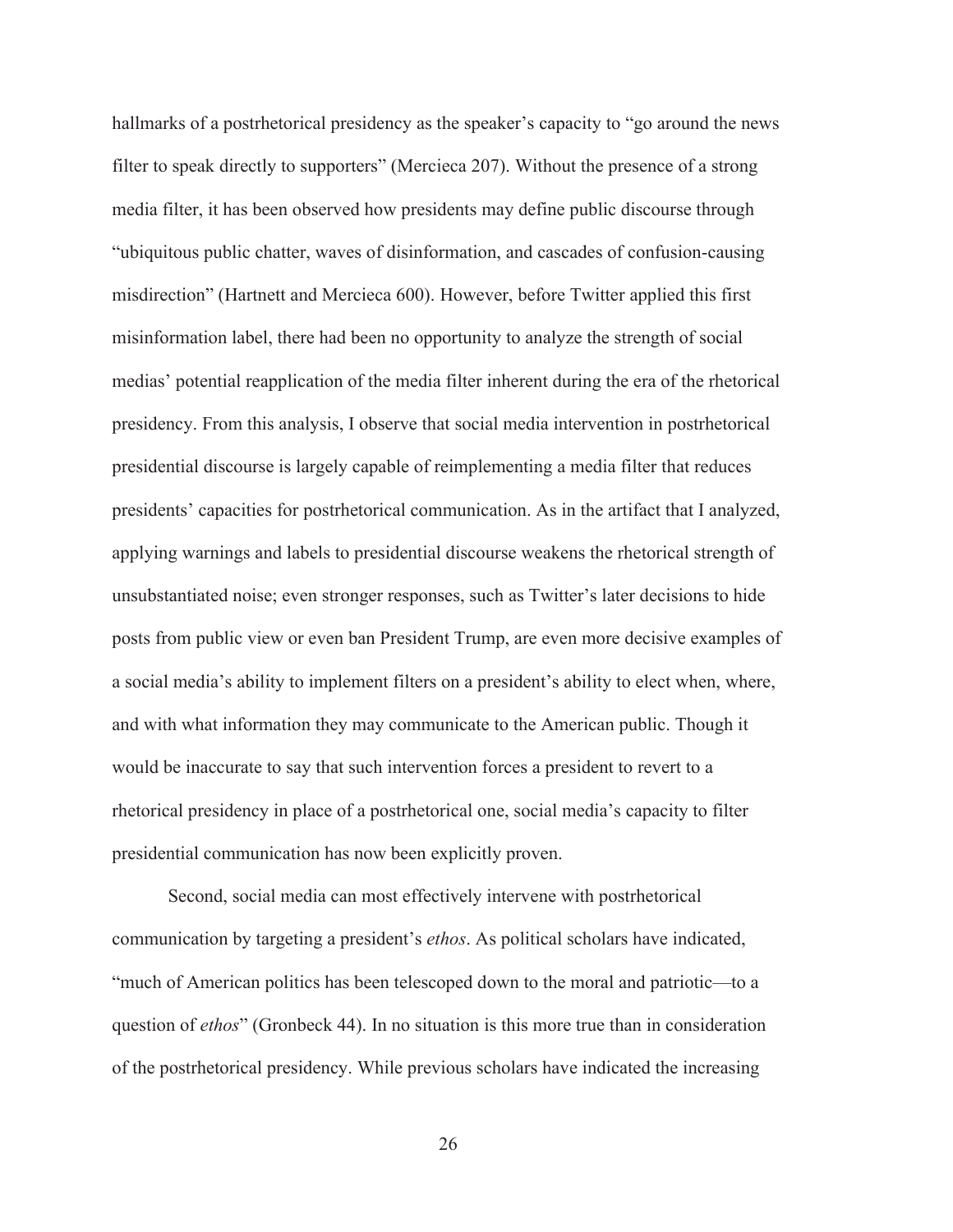hallmarks of a postrhetorical presidency as the speaker's capacity to "go around the news filter to speak directly to supporters" (Mercieca 207). Without the presence of a strong media filter, it has been observed how presidents may define public discourse through "ubiquitous public chatter, waves of disinformation, and cascades of confusion-causing misdirection" (Hartnett and Mercieca 600). However, before Twitter applied this first misinformation label, there had been no opportunity to analyze the strength of social medias' potential reapplication of the media filter inherent during the era of the rhetorical presidency. From this analysis, I observe that social media intervention in postrhetorical presidential discourse is largely capable of reimplementing a media filter that reduces presidents' capacities for postrhetorical communication. As in the artifact that I analyzed, applying warnings and labels to presidential discourse weakens the rhetorical strength of unsubstantiated noise; even stronger responses, such as Twitter's later decisions to hide posts from public view or even ban President Trump, are even more decisive examples of a social media's ability to implement filters on a president's ability to elect when, where, and with what information they may communicate to the American public. Though it would be inaccurate to say that such intervention forces a president to revert to a rhetorical presidency in place of a postrhetorical one, social media's capacity to filter presidential communication has now been explicitly proven.

Second, social media can most effectively intervene with postrhetorical communication by targeting a president's *ethos*. As political scholars have indicated, "much of American politics has been telescoped down to the moral and patriotic—to a question of *ethos*" (Gronbeck 44). In no situation is this more true than in consideration of the postrhetorical presidency. While previous scholars have indicated the increasing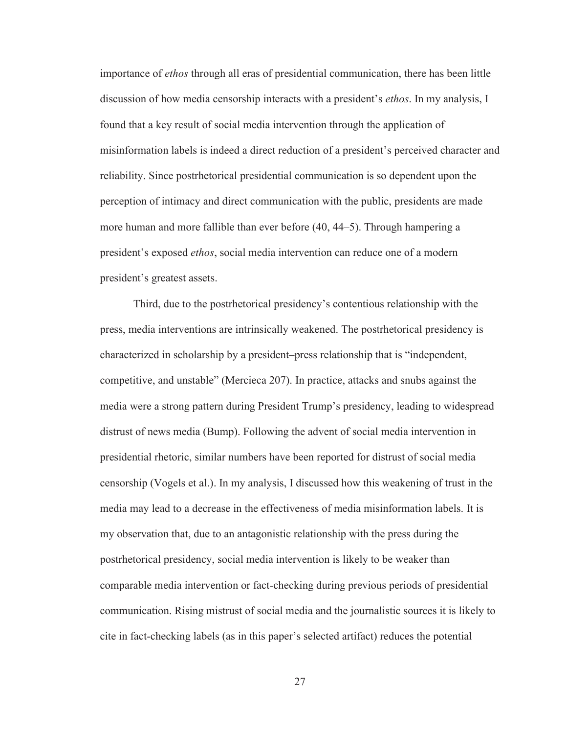importance of *ethos* through all eras of presidential communication, there has been little discussion of how media censorship interacts with a president's *ethos*. In my analysis, I found that a key result of social media intervention through the application of misinformation labels is indeed a direct reduction of a president's perceived character and reliability. Since postrhetorical presidential communication is so dependent upon the perception of intimacy and direct communication with the public, presidents are made more human and more fallible than ever before (40, 44–5). Through hampering a president's exposed *ethos*, social media intervention can reduce one of a modern president's greatest assets.

Third, due to the postrhetorical presidency's contentious relationship with the press, media interventions are intrinsically weakened. The postrhetorical presidency is characterized in scholarship by a president–press relationship that is "independent, competitive, and unstable" (Mercieca 207). In practice, attacks and snubs against the media were a strong pattern during President Trump's presidency, leading to widespread distrust of news media (Bump). Following the advent of social media intervention in presidential rhetoric, similar numbers have been reported for distrust of social media censorship (Vogels et al.). In my analysis, I discussed how this weakening of trust in the media may lead to a decrease in the effectiveness of media misinformation labels. It is my observation that, due to an antagonistic relationship with the press during the postrhetorical presidency, social media intervention is likely to be weaker than comparable media intervention or fact-checking during previous periods of presidential communication. Rising mistrust of social media and the journalistic sources it is likely to cite in fact-checking labels (as in this paper's selected artifact) reduces the potential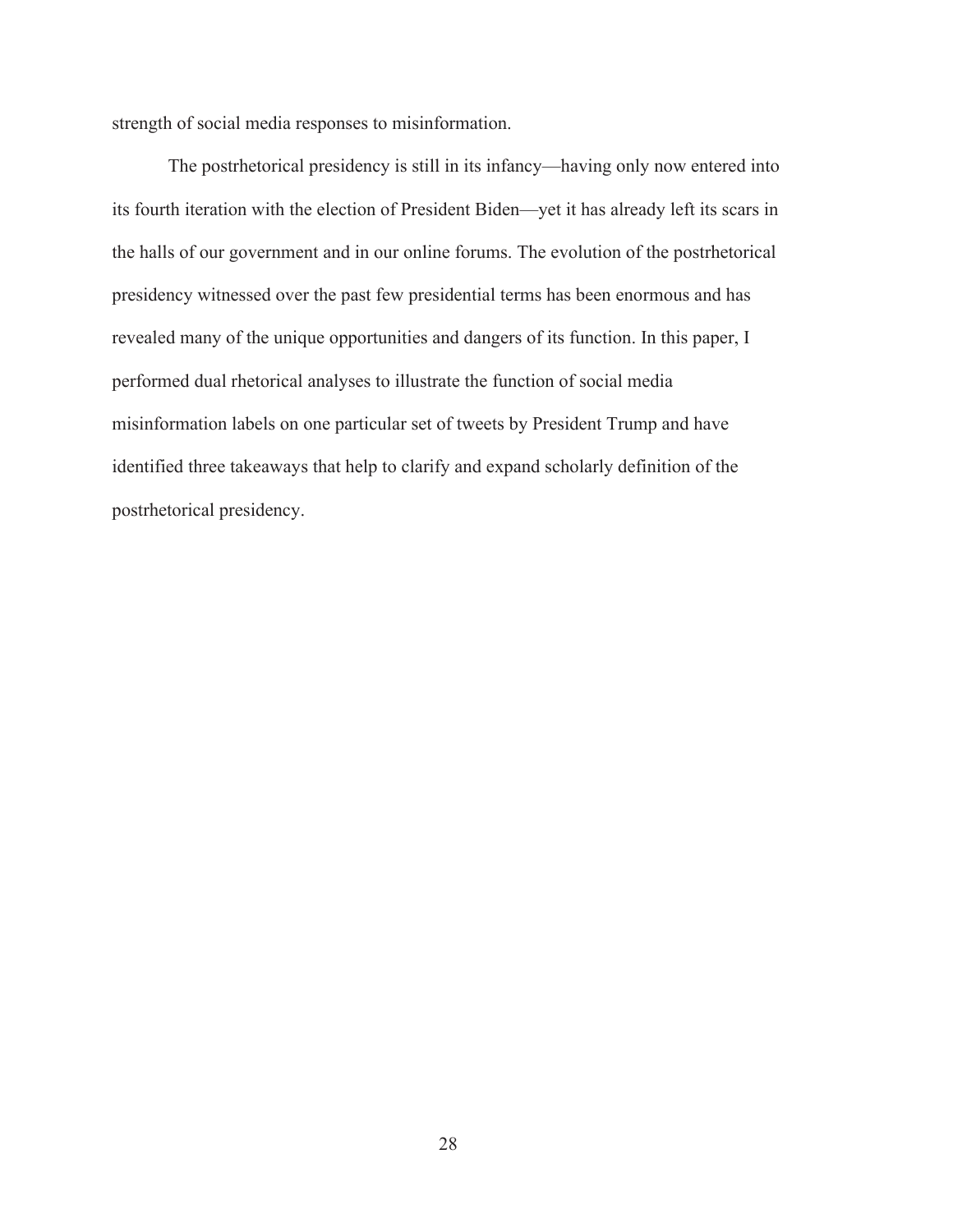strength of social media responses to misinformation.

The postrhetorical presidency is still in its infancy—having only now entered into its fourth iteration with the election of President Biden—yet it has already left its scars in the halls of our government and in our online forums. The evolution of the postrhetorical presidency witnessed over the past few presidential terms has been enormous and has revealed many of the unique opportunities and dangers of its function. In this paper, I performed dual rhetorical analyses to illustrate the function of social media misinformation labels on one particular set of tweets by President Trump and have identified three takeaways that help to clarify and expand scholarly definition of the postrhetorical presidency.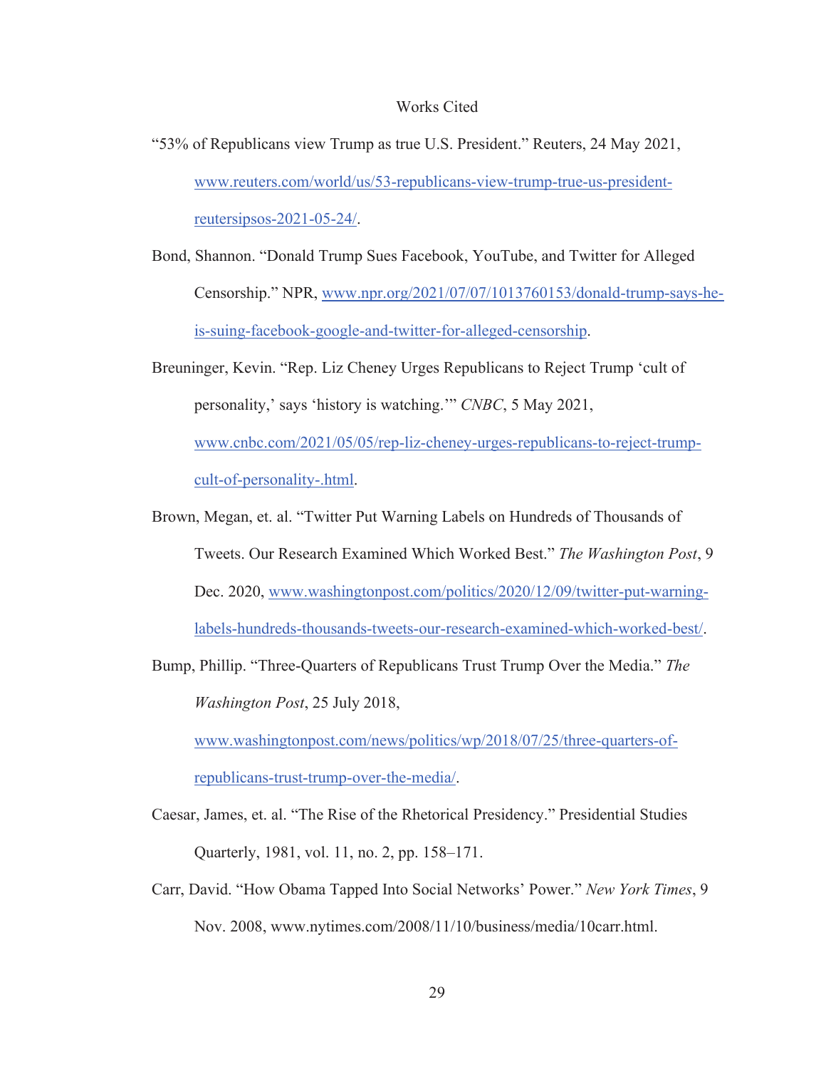# Works Cited

"53% of Republicans view Trump as true U.S. President." Reuters, 24 May 2021, www.reuters.com/world/us/53-republicans-view-trump-true-us-president-reutersipsos-2021-05-24/.

Bond, Shannon. "Donald Trump Sues Facebook, YouTube, and Twitter for Alleged Censorship." NPR, www.npr.org/2021/07/07/1013760153/donald-trump-says-he-is-suing-facebook-google-and-twitter-for-alleged-censorship.

Breuninger, Kevin. "Rep. Liz Cheney Urges Republicans to Reject Trump 'cult of personality,' says 'history is watching.'" *CNBC*, 5 May 2021, www.cnbc.com/2021/05/05/rep-liz-cheney-urges-republicans-to-reject-trump-cult-of-personality-.html.

Brown, Megan, et. al. "Twitter Put Warning Labels on Hundreds of Thousands of Tweets. Our Research Examined Which Worked Best." *The Washington Post*, 9 Dec. 2020, www.washingtonpost.com/politics/2020/12/09/twitter-put-warning-labels-hundreds-thousands-tweets-our-research-examined-which-worked-best/.

Bump, Phillip. "Three-Quarters of Republicans Trust Trump Over the Media." *The Washington Post*, 25 July 2018, www.washingtonpost.com/news/politics/wp/2018/07/25/three-quarters-of-republicans-trust-trump-over-the-media/.

Caesar, James, et. al. "The Rise of the Rhetorical Presidency." Presidential Studies Quarterly, 1981, vol. 11, no. 2, pp. 158–171.

Carr, David. "How Obama Tapped Into Social Networks' Power." *New York Times*, 9 Nov. 2008, www.nytimes.com/2008/11/10/business/media/10carr.html.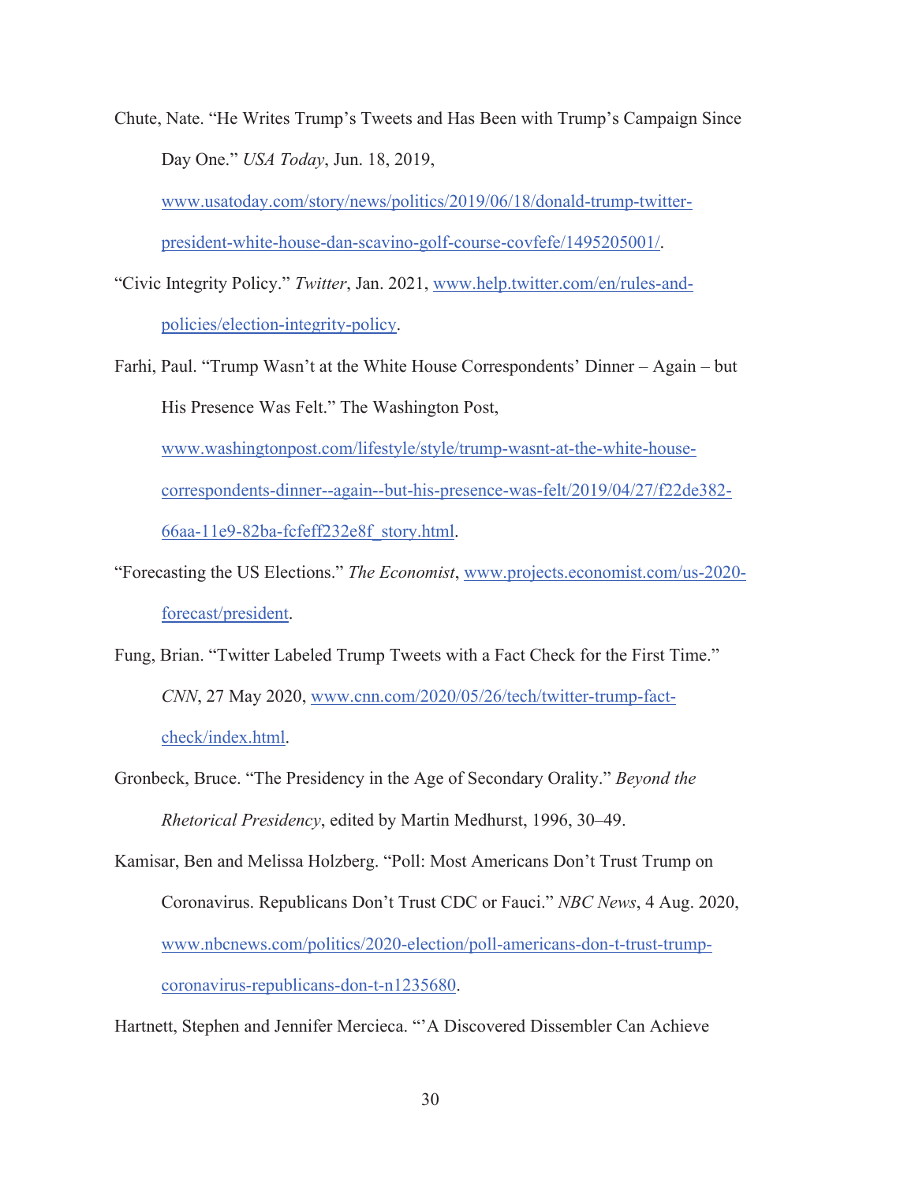Chute, Nate. "He Writes Trump's Tweets and Has Been with Trump's Campaign Since Day One." *USA Today*, Jun. 18, 2019, www.usatoday.com/story/news/politics/2019/06/18/donald-trump-twitter-president-white-house-dan-scavino-golf-course-covfefe/1495205001/.

"Civic Integrity Policy." *Twitter*, Jan. 2021, www.help.twitter.com/en/rules-and-policies/election-integrity-policy.

Farhi, Paul. "Trump Wasn't at the White House Correspondents' Dinner – Again – but His Presence Was Felt." The Washington Post, www.washingtonpost.com/lifestyle/style/trump-wasnt-at-the-white-house-correspondents-dinner--again--but-his-presence-was-felt/2019/04/27/f22de382-66aa-11e9-82ba-fcfeff232e8f_story.html.

"Forecasting the US Elections." *The Economist*, www.projects.economist.com/us-2020-forecast/president.

Fung, Brian. "Twitter Labeled Trump Tweets with a Fact Check for the First Time." *CNN*, 27 May 2020, www.cnn.com/2020/05/26/tech/twitter-trump-fact-check/index.html.

Gronbeck, Bruce. "The Presidency in the Age of Secondary Orality." *Beyond the Rhetorical Presidency*, edited by Martin Medhurst, 1996, 30–49.

Kamisar, Ben and Melissa Holzberg. "Poll: Most Americans Don't Trust Trump on Coronavirus. Republicans Don't Trust CDC or Fauci." *NBC News*, 4 Aug. 2020, www.nbcnews.com/politics/2020-election/poll-americans-don-t-trust-trump-coronavirus-republicans-don-t-n1235680.

Hartnett, Stephen and Jennifer Mercieca. "'A Discovered Dissembler Can Achieve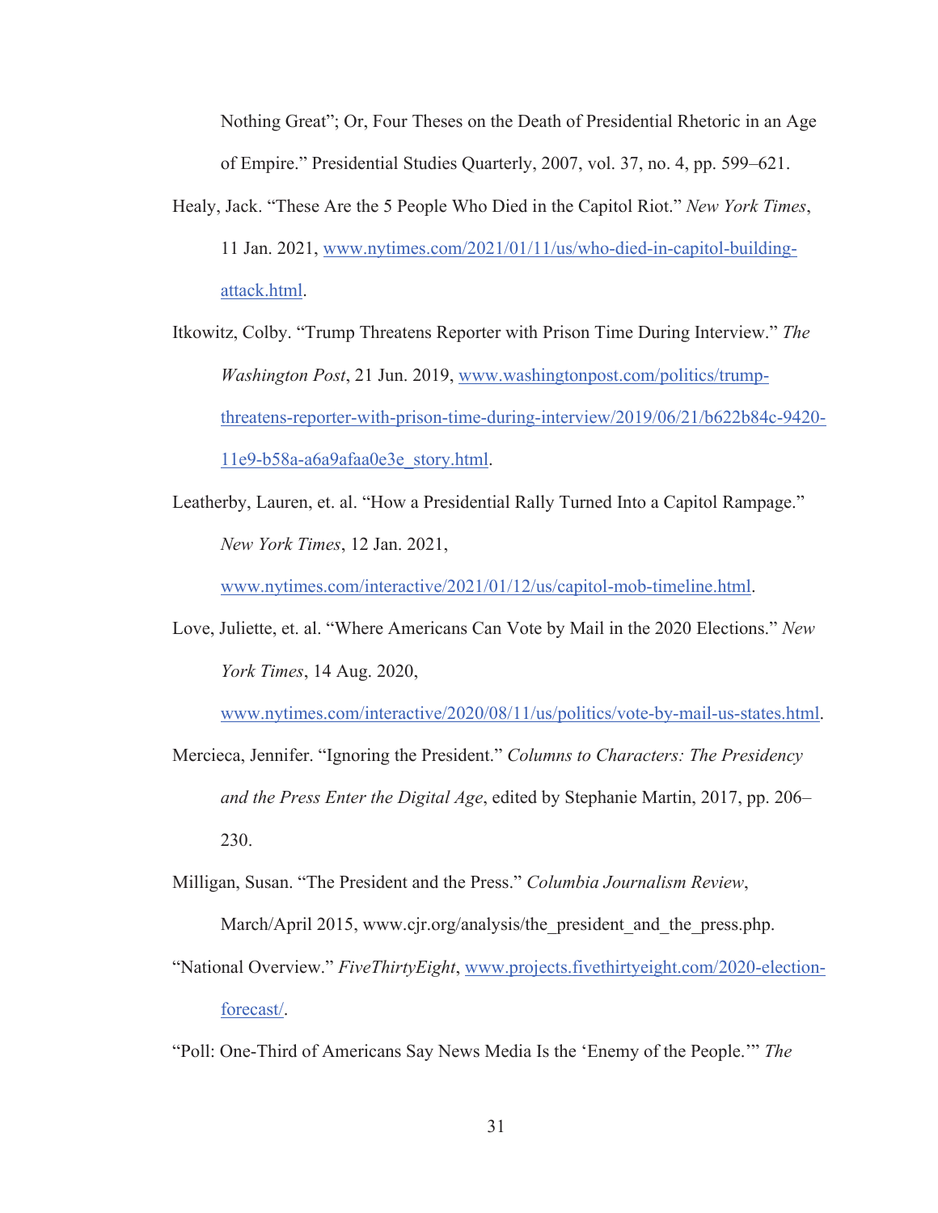Nothing Great"; Or, Four Theses on the Death of Presidential Rhetoric in an Age of Empire." Presidential Studies Quarterly, 2007, vol. 37, no. 4, pp. 599–621.

Healy, Jack. "These Are the 5 People Who Died in the Capitol Riot." *New York Times*, 11 Jan. 2021, www.nytimes.com/2021/01/11/us/who-died-in-capitol-building-attack.html.

Itkowitz, Colby. "Trump Threatens Reporter with Prison Time During Interview." *The Washington Post*, 21 Jun. 2019, www.washingtonpost.com/politics/trump-threatens-reporter-with-prison-time-during-interview/2019/06/21/b622b84c-9420-11e9-b58a-a6a9afaa0e3e_story.html.

Leatherby, Lauren, et. al. "How a Presidential Rally Turned Into a Capitol Rampage." *New York Times*, 12 Jan. 2021, www.nytimes.com/interactive/2021/01/12/us/capitol-mob-timeline.html.

Love, Juliette, et. al. "Where Americans Can Vote by Mail in the 2020 Elections." *New York Times*, 14 Aug. 2020, www.nytimes.com/interactive/2020/08/11/us/politics/vote-by-mail-us-states.html.

Mercieca, Jennifer. "Ignoring the President." *Columns to Characters: The Presidency and the Press Enter the Digital Age*, edited by Stephanie Martin, 2017, pp. 206–230.

Milligan, Susan. "The President and the Press." *Columbia Journalism Review*, March/April 2015, www.cjr.org/analysis/the_president_and_the_press.php.

"National Overview." *FiveThirtyEight*, www.projects.fivethirtyeight.com/2020-election-forecast/.

"Poll: One-Third of Americans Say News Media Is the 'Enemy of the People.'" *The*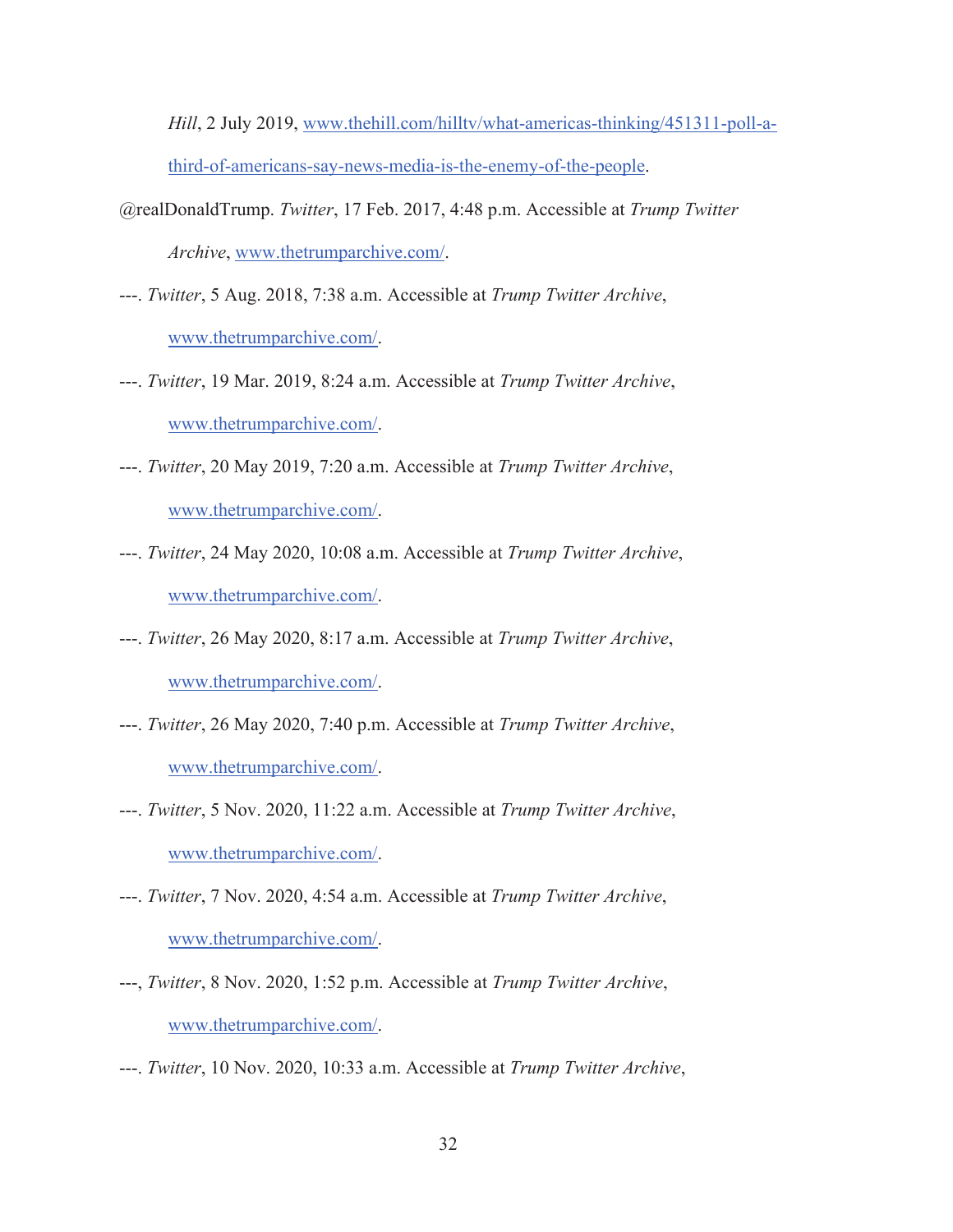*Hill*, 2 July 2019, www.thehill.com/hilltv/what-americas-thinking/451311-poll-a-third-of-americans-say-news-media-is-the-enemy-of-the-people.

@realDonaldTrump. *Twitter*, 17 Feb. 2017, 4:48 p.m. Accessible at *Trump Twitter Archive*, www.thetrumparchive.com/.

---. *Twitter*, 5 Aug. 2018, 7:38 a.m. Accessible at *Trump Twitter Archive*, www.thetrumparchive.com/.

---. *Twitter*, 19 Mar. 2019, 8:24 a.m. Accessible at *Trump Twitter Archive*, www.thetrumparchive.com/.

---. *Twitter*, 20 May 2019, 7:20 a.m. Accessible at *Trump Twitter Archive*, www.thetrumparchive.com/.

---. *Twitter*, 24 May 2020, 10:08 a.m. Accessible at *Trump Twitter Archive*, www.thetrumparchive.com/.

---. *Twitter*, 26 May 2020, 8:17 a.m. Accessible at *Trump Twitter Archive*, www.thetrumparchive.com/.

---. *Twitter*, 26 May 2020, 7:40 p.m. Accessible at *Trump Twitter Archive*, www.thetrumparchive.com/.

---. *Twitter*, 5 Nov. 2020, 11:22 a.m. Accessible at *Trump Twitter Archive*, www.thetrumparchive.com/.

---. *Twitter*, 7 Nov. 2020, 4:54 a.m. Accessible at *Trump Twitter Archive*, www.thetrumparchive.com/.

---, *Twitter*, 8 Nov. 2020, 1:52 p.m. Accessible at *Trump Twitter Archive*, www.thetrumparchive.com/.

---. *Twitter*, 10 Nov. 2020, 10:33 a.m. Accessible at *Trump Twitter Archive*,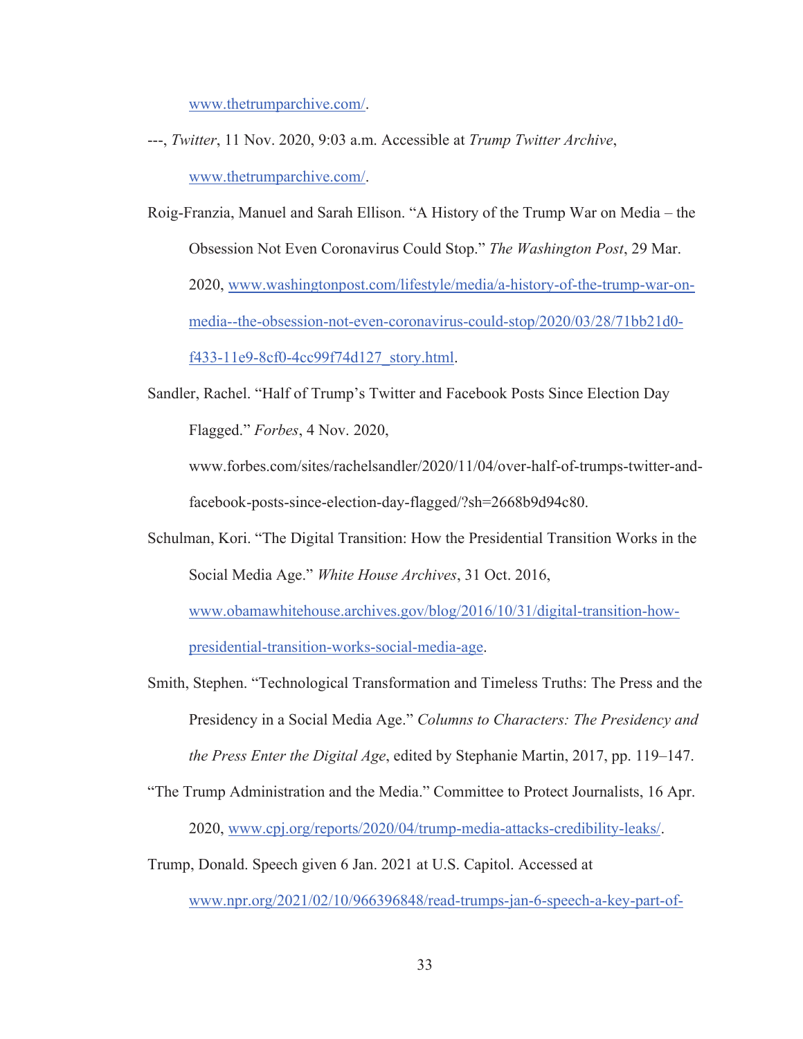www.thetrumparchive.com/.

---, *Twitter*, 11 Nov. 2020, 9:03 a.m. Accessible at *Trump Twitter Archive*, www.thetrumparchive.com/.

Roig-Franzia, Manuel and Sarah Ellison. "A History of the Trump War on Media – the Obsession Not Even Coronavirus Could Stop." *The Washington Post*, 29 Mar. 2020, www.washingtonpost.com/lifestyle/media/a-history-of-the-trump-war-on-media--the-obsession-not-even-coronavirus-could-stop/2020/03/28/71bb21d0-f433-11e9-8cf0-4cc99f74d127_story.html.

Sandler, Rachel. "Half of Trump's Twitter and Facebook Posts Since Election Day Flagged." *Forbes*, 4 Nov. 2020, www.forbes.com/sites/rachelsandler/2020/11/04/over-half-of-trumps-twitter-and-facebook-posts-since-election-day-flagged/?sh=2668b9d94c80.

Schulman, Kori. "The Digital Transition: How the Presidential Transition Works in the Social Media Age." *White House Archives*, 31 Oct. 2016, www.obamawhitehouse.archives.gov/blog/2016/10/31/digital-transition-how-presidential-transition-works-social-media-age.

Smith, Stephen. "Technological Transformation and Timeless Truths: The Press and the Presidency in a Social Media Age." *Columns to Characters: The Presidency and the Press Enter the Digital Age*, edited by Stephanie Martin, 2017, pp. 119–147.

"The Trump Administration and the Media." Committee to Protect Journalists, 16 Apr. 2020, www.cpj.org/reports/2020/04/trump-media-attacks-credibility-leaks/.

Trump, Donald. Speech given 6 Jan. 2021 at U.S. Capitol. Accessed at www.npr.org/2021/02/10/966396848/read-trumps-jan-6-speech-a-key-part-of-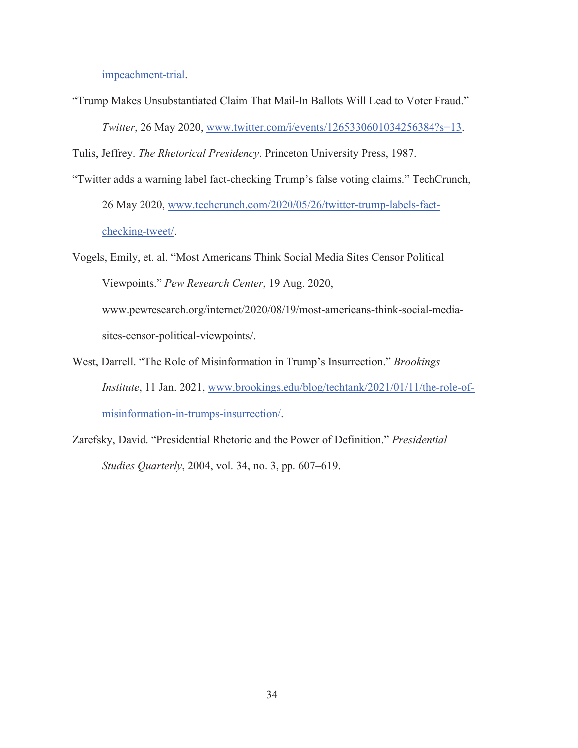impeachment-trial.

"Trump Makes Unsubstantiated Claim That Mail-In Ballots Will Lead to Voter Fraud." *Twitter*, 26 May 2020, www.twitter.com/i/events/1265330601034256384?s=13.

Tulis, Jeffrey. *The Rhetorical Presidency*. Princeton University Press, 1987.

"Twitter adds a warning label fact-checking Trump's false voting claims." TechCrunch, 26 May 2020, www.techcrunch.com/2020/05/26/twitter-trump-labels-fact-checking-tweet/.

Vogels, Emily, et. al. "Most Americans Think Social Media Sites Censor Political Viewpoints." *Pew Research Center*, 19 Aug. 2020, www.pewresearch.org/internet/2020/08/19/most-americans-think-social-media-sites-censor-political-viewpoints/.

West, Darrell. "The Role of Misinformation in Trump's Insurrection." *Brookings Institute*, 11 Jan. 2021, www.brookings.edu/blog/techtank/2021/01/11/the-role-of-misinformation-in-trumps-insurrection/.

Zarefsky, David. "Presidential Rhetoric and the Power of Definition." *Presidential Studies Quarterly*, 2004, vol. 34, no. 3, pp. 607–619.